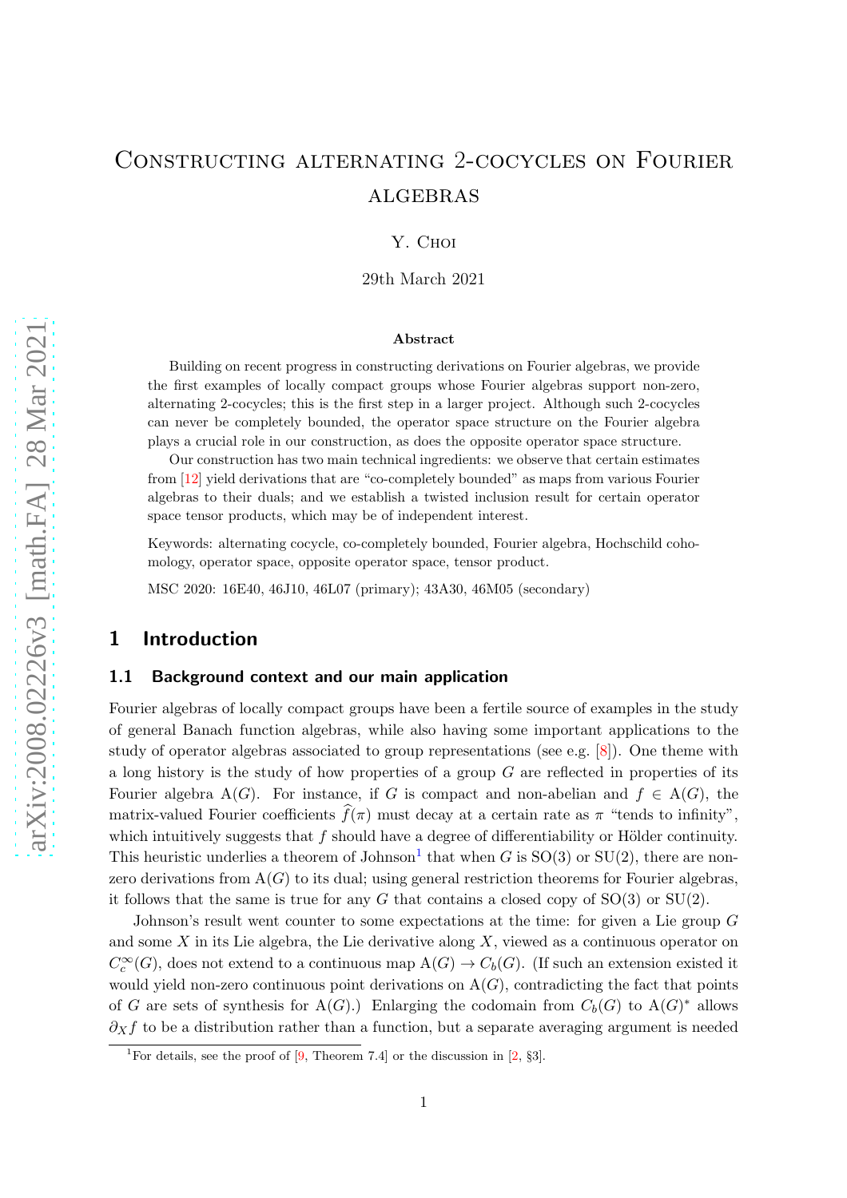# Constructing alternating 2-cocycles on Fourier algebras

Y. Choi

29th March 2021

### Abstract

Building on recent progress in constructing derivations on Fourier algebras, we provide the first examples of locally compact groups whose Fourier algebras support non-zero, alternating 2-cocycles; this is the first step in a larger project. Although such 2-cocycles can never be completely bounded, the operator space structure on the Fourier algebra plays a crucial role in our construction, as does the opposite operator space structure.

Our construction has two main technical ingredients: we observe that certain estimates from [12] yield derivations that are "co-completely bounded" as maps from various Fourier algebras to their duals; and we establish a twisted inclusion result for certain operator space tensor products, which may be of independent interest.

Keywords: alternating cocycle, co-completely bounded, Fourier algebra, Hochschild cohomology, operator space, opposite operator space, tensor product.

MSC 2020: 16E40, 46J10, 46L07 (primary); 43A30, 46M05 (secondary)

## 1 Introduction

### 1.1 Background context and our main application

Fourier algebras of locally compact groups have been a fertile source of examples in the study of general Banach function algebras, while also having some important applications to the study of operator algebras associated to group representations (see e.g. [8]). One theme with a long history is the study of how properties of a group $G$ are reflected in properties of its Fourier algebra $\mathrm{A}(G)$. For instance, if $G$ is compact and non-abelian and $f \in \mathrm{A}(G)$, the matrix-valued Fourier coefficients $\widehat{f}(\pi)$ must decay at a certain rate as $\pi$ "tends to infinity", which intuitively suggests that $f$ should have a degree of differentiability or Hölder continuity. This heuristic underlies a theorem of Johnson[1] that when $G$ is $\mathrm{SO}(3)$ or $\mathrm{SU}(2)$, there are non-zero derivations from $\mathrm{A}(G)$ to its dual; using general restriction theorems for Fourier algebras, it follows that the same is true for any $G$ that contains a closed copy of $\mathrm{SO}(3)$ or $\mathrm{SU}(2)$.

Johnson's result went counter to some expectations at the time: for given a Lie group $G$ and some $X$ in its Lie algebra, the Lie derivative along $X$, viewed as a continuous operator on $C_c^\infty(G)$, does not extend to a continuous map $\mathrm{A}(G) \to C_b(G)$. (If such an extension existed it would yield non-zero continuous point derivations on $\mathrm{A}(G)$, contradicting the fact that points of $G$ are sets of synthesis for $\mathrm{A}(G)$.) Enlarging the codomain from $C_b(G)$ to $\mathrm{A}(G)^*$ allows $\partial_X f$ to be a distribution rather than a function, but a separate averaging argument is needed

[1] For details, see the proof of [9, Theorem 7.4] or the discussion in [2, §3].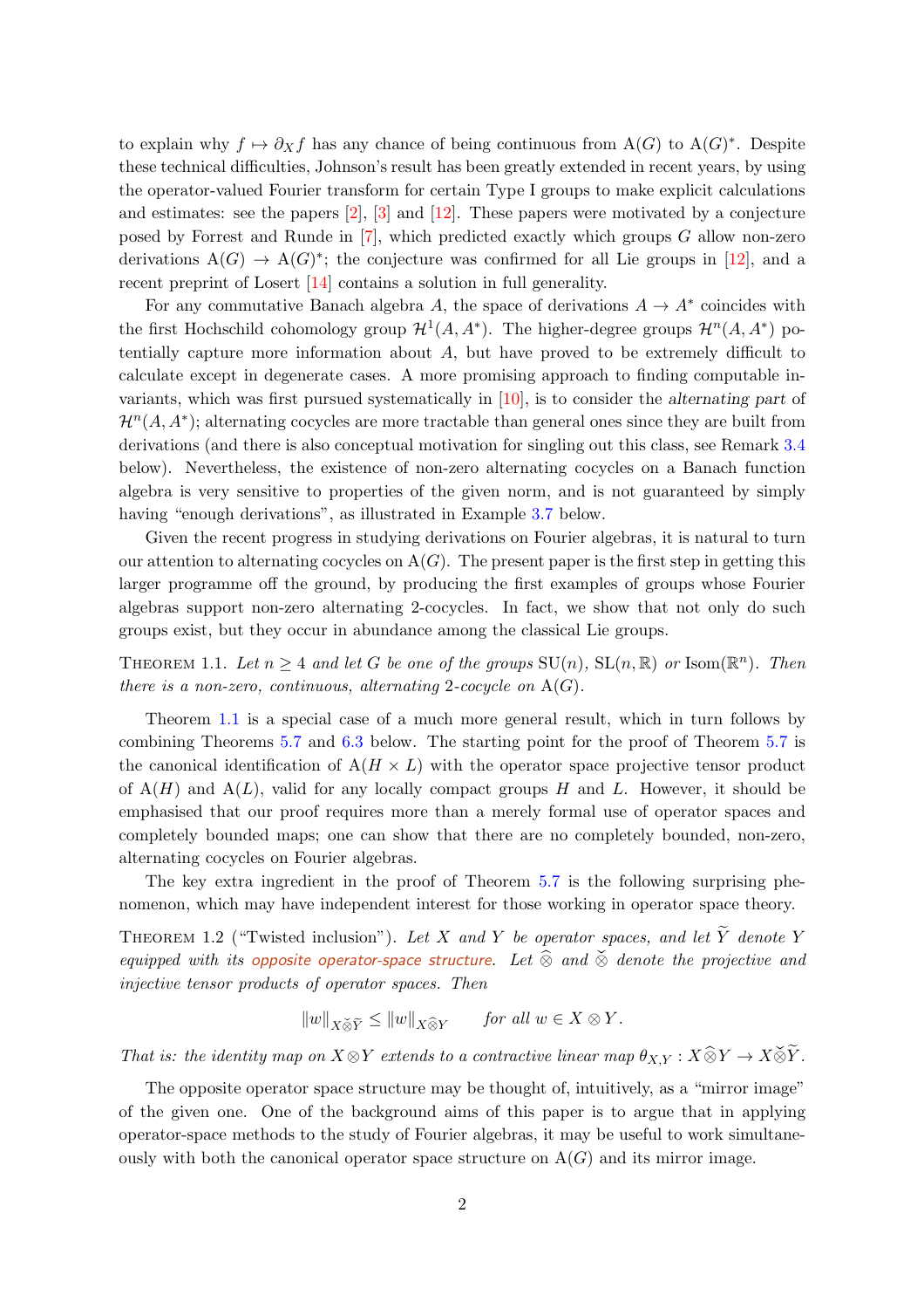to explain why $f \mapsto \partial_X f$ has any chance of being continuous from $\mathrm{A}(G)$ to $\mathrm{A}(G)^*$. Despite these technical difficulties, Johnson's result has been greatly extended in recent years, by using the operator-valued Fourier transform for certain Type I groups to make explicit calculations and estimates: see the papers [2], [3] and [12]. These papers were motivated by a conjecture posed by Forrest and Runde in [7], which predicted exactly which groups $G$ allow non-zero derivations $\mathrm{A}(G) \to \mathrm{A}(G)^*$; the conjecture was confirmed for all Lie groups in [12], and a recent preprint of Losert [14] contains a solution in full generality.

For any commutative Banach algebra $A$, the space of derivations $A \to A^*$ coincides with the first Hochschild cohomology group $\mathcal{H}^1(A, A^*)$. The higher-degree groups $\mathcal{H}^n(A, A^*)$ potentially capture more information about $A$, but have proved to be extremely difficult to calculate except in degenerate cases. A more promising approach to finding computable invariants, which was first pursued systematically in [10], is to consider the *alternating part* of $\mathcal{H}^n(A, A^*)$; alternating cocycles are more tractable than general ones since they are built from derivations (and there is also conceptual motivation for singling out this class, see Remark 3.4 below). Nevertheless, the existence of non-zero alternating cocycles on a Banach function algebra is very sensitive to properties of the given norm, and is not guaranteed by simply having "enough derivations", as illustrated in Example 3.7 below.

Given the recent progress in studying derivations on Fourier algebras, it is natural to turn our attention to alternating cocycles on $\mathrm{A}(G)$. The present paper is the first step in getting this larger programme off the ground, by producing the first examples of groups whose Fourier algebras support non-zero alternating 2-cocycles. In fact, we show that not only do such groups exist, but they occur in abundance among the classical Lie groups.

THEOREM 1.1. *Let $n \geq 4$ and let $G$ be one of the groups $\mathrm{SU}(n)$, $\mathrm{SL}(n, \mathbb{R})$ or $\mathrm{Isom}(\mathbb{R}^n)$. Then there is a non-zero, continuous, alternating 2-cocycle on $\mathrm{A}(G)$.*

Theorem 1.1 is a special case of a much more general result, which in turn follows by combining Theorems 5.7 and 6.3 below. The starting point for the proof of Theorem 5.7 is the canonical identification of $\mathrm{A}(H \times L)$ with the operator space projective tensor product of $\mathrm{A}(H)$ and $\mathrm{A}(L)$, valid for any locally compact groups $H$ and $L$. However, it should be emphasised that our proof requires more than a merely formal use of operator spaces and completely bounded maps; one can show that there are no completely bounded, non-zero, alternating cocycles on Fourier algebras.

The key extra ingredient in the proof of Theorem 5.7 is the following surprising phenomenon, which may have independent interest for those working in operator space theory.

THEOREM 1.2 ("Twisted inclusion"). *Let $X$ and $Y$ be operator spaces, and let $\widetilde{Y}$ denote $Y$ equipped with its opposite operator-space structure. Let $\widehat{\otimes}$ and $\check{\otimes}$ denote the projective and injective tensor products of operator spaces. Then*

$$\|w\|_{X \check{\otimes} \widetilde{Y}} \leq \|w\|_{X \widehat{\otimes} Y} \qquad \textit{for all } w \in X \otimes Y.$$

*That is: the identity map on $X \otimes Y$ extends to a contractive linear map $\theta_{X,Y} : X \widehat{\otimes} Y \to X \check{\otimes} \widetilde{Y}$.*

The opposite operator space structure may be thought of, intuitively, as a "mirror image" of the given one. One of the background aims of this paper is to argue that in applying operator-space methods to the study of Fourier algebras, it may be useful to work simultaneously with both the canonical operator space structure on $\mathrm{A}(G)$ and its mirror image.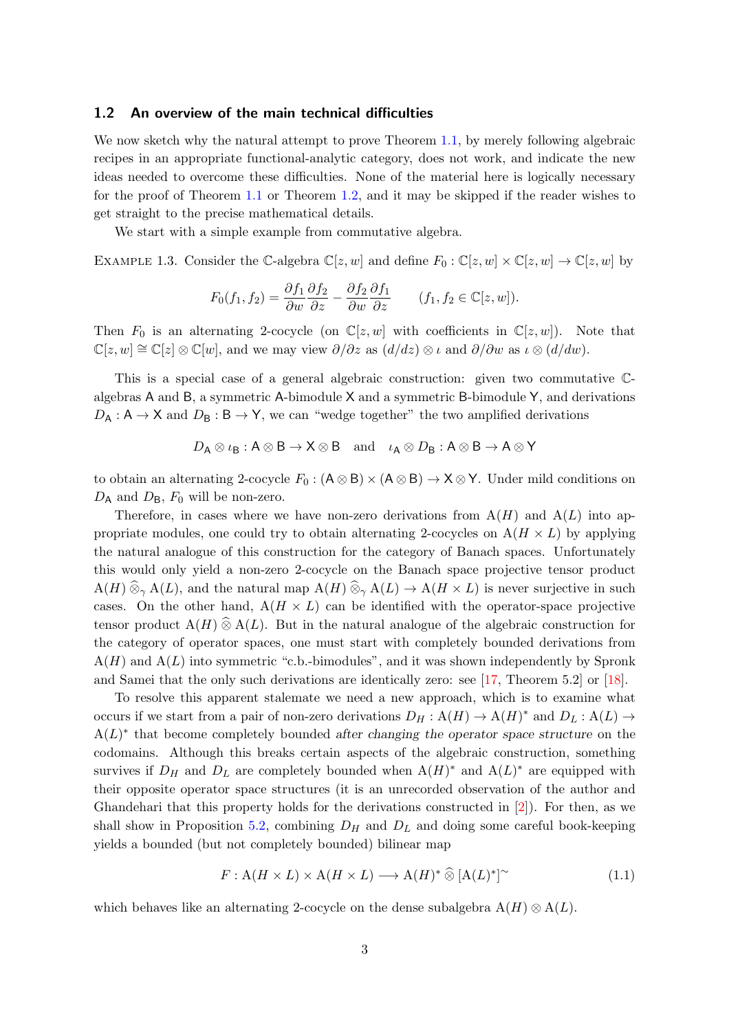## 1.2 An overview of the main technical difficulties

We now sketch why the natural attempt to prove Theorem 1.1, by merely following algebraic recipes in an appropriate functional-analytic category, does not work, and indicate the new ideas needed to overcome these difficulties. None of the material here is logically necessary for the proof of Theorem 1.1 or Theorem 1.2, and it may be skipped if the reader wishes to get straight to the precise mathematical details.

We start with a simple example from commutative algebra.

Example 1.3. Consider the $\mathbb{C}$-algebra $\mathbb{C}[z,w]$ and define $F_0 : \mathbb{C}[z,w] \times \mathbb{C}[z,w] \to \mathbb{C}[z,w]$ by

$$F_0(f_1,f_2) = \frac{\partial f_1}{\partial w}\frac{\partial f_2}{\partial z} - \frac{\partial f_2}{\partial w}\frac{\partial f_1}{\partial z} \qquad (f_1,f_2 \in \mathbb{C}[z,w]).$$

Then $F_0$ is an alternating 2-cocycle (on $\mathbb{C}[z,w]$ with coefficients in $\mathbb{C}[z,w]$). Note that $\mathbb{C}[z,w] \cong \mathbb{C}[z] \otimes \mathbb{C}[w]$, and we may view $\partial/\partial z$ as $(d/dz) \otimes \iota$ and $\partial/\partial w$ as $\iota \otimes (d/dw)$.

This is a special case of a general algebraic construction: given two commutative $\mathbb{C}$-algebras $\mathsf{A}$ and $\mathsf{B}$, a symmetric $\mathsf{A}$-bimodule $\mathsf{X}$ and a symmetric $\mathsf{B}$-bimodule $\mathsf{Y}$, and derivations $D_{\mathsf{A}} : \mathsf{A} \to \mathsf{X}$ and $D_{\mathsf{B}} : \mathsf{B} \to \mathsf{Y}$, we can "wedge together" the two amplified derivations

$$D_{\mathsf{A}} \otimes \iota_{\mathsf{B}} : \mathsf{A} \otimes \mathsf{B} \to \mathsf{X} \otimes \mathsf{B} \quad \text{and} \quad \iota_{\mathsf{A}} \otimes D_{\mathsf{B}} : \mathsf{A} \otimes \mathsf{B} \to \mathsf{A} \otimes \mathsf{Y}$$

to obtain an alternating 2-cocycle $F_0 : (\mathsf{A} \otimes \mathsf{B}) \times (\mathsf{A} \otimes \mathsf{B}) \to \mathsf{X} \otimes \mathsf{Y}$. Under mild conditions on $D_{\mathsf{A}}$ and $D_{\mathsf{B}}$, $F_0$ will be non-zero.

Therefore, in cases where we have non-zero derivations from $\mathrm{A}(H)$ and $\mathrm{A}(L)$ into appropriate modules, one could try to obtain alternating 2-cocycles on $\mathrm{A}(H \times L)$ by applying the natural analogue of this construction for the category of Banach spaces. Unfortunately this would only yield a non-zero 2-cocycle on the Banach space projective tensor product $\mathrm{A}(H) \widehat{\otimes}_\gamma \mathrm{A}(L)$, and the natural map $\mathrm{A}(H) \widehat{\otimes}_\gamma \mathrm{A}(L) \to \mathrm{A}(H \times L)$ is never surjective in such cases. On the other hand, $\mathrm{A}(H \times L)$ can be identified with the operator-space projective tensor product $\mathrm{A}(H) \widehat{\otimes} \mathrm{A}(L)$. But in the natural analogue of the algebraic construction for the category of operator spaces, one must start with completely bounded derivations from $\mathrm{A}(H)$ and $\mathrm{A}(L)$ into symmetric "c.b.-bimodules", and it was shown independently by Spronk and Samei that the only such derivations are identically zero: see [17, Theorem 5.2] or [18].

To resolve this apparent stalemate we need a new approach, which is to examine what occurs if we start from a pair of non-zero derivations $D_H : \mathrm{A}(H) \to \mathrm{A}(H)^*$ and $D_L : \mathrm{A}(L) \to \mathrm{A}(L)^*$ that become completely bounded *after changing the operator space structure* on the codomains. Although this breaks certain aspects of the algebraic construction, something survives if $D_H$ and $D_L$ are completely bounded when $\mathrm{A}(H)^*$ and $\mathrm{A}(L)^*$ are equipped with their opposite operator space structures (it is an unrecorded observation of the author and Ghandehari that this property holds for the derivations constructed in [2]). For then, as we shall show in Proposition 5.2, combining $D_H$ and $D_L$ and doing some careful book-keeping yields a bounded (but not completely bounded) bilinear map

$$F : \mathrm{A}(H \times L) \times \mathrm{A}(H \times L) \longrightarrow \mathrm{A}(H)^* \widehat{\otimes} [\mathrm{A}(L)^*]^\sim \tag{1.1}$$

which behaves like an alternating 2-cocycle on the dense subalgebra $\mathrm{A}(H) \otimes \mathrm{A}(L)$.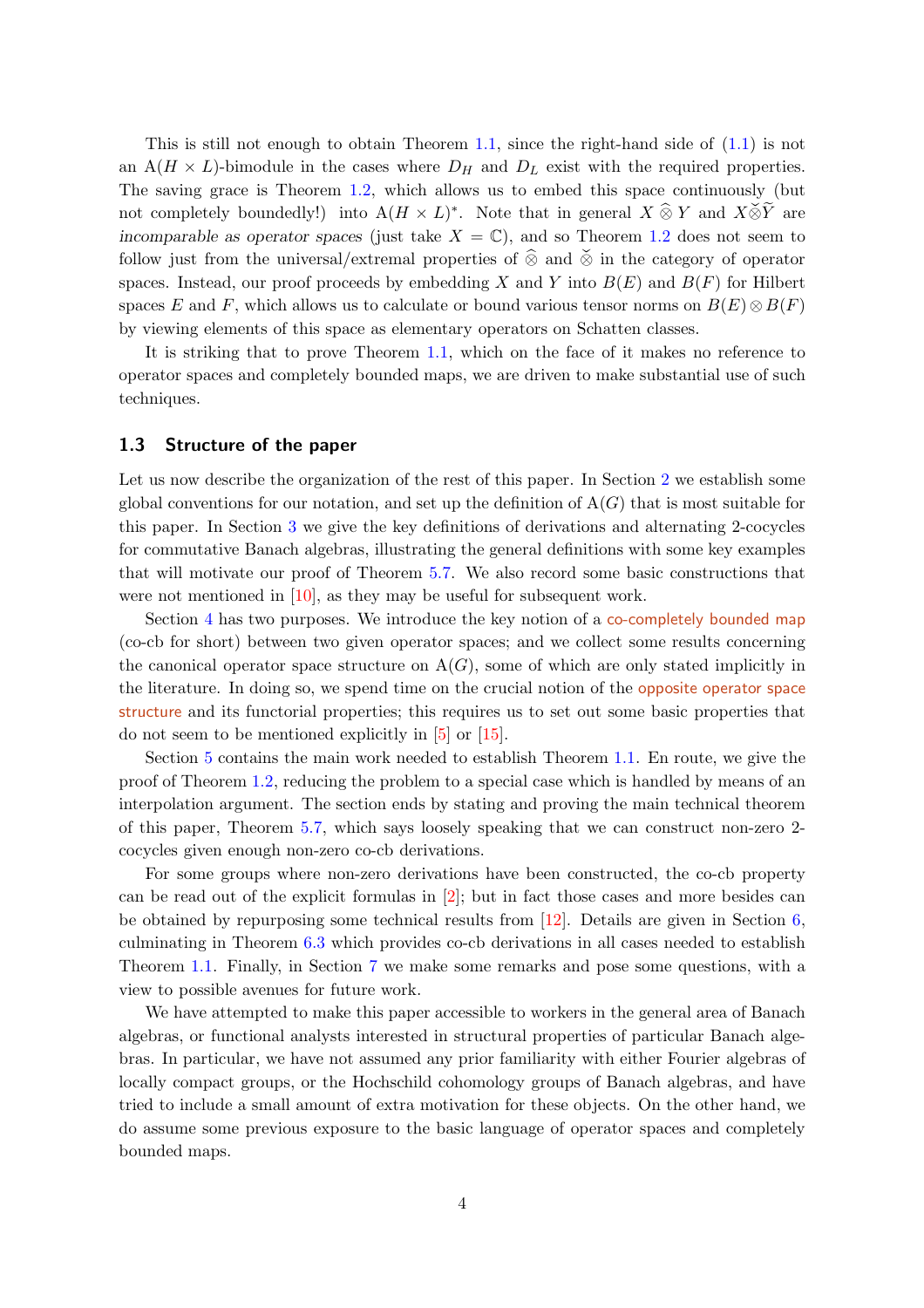This is still not enough to obtain Theorem 1.1, since the right-hand side of (1.1) is not an $\mathrm{A}(H \times L)$-bimodule in the cases where $D_H$ and $D_L$ exist with the required properties. The saving grace is Theorem 1.2, which allows us to embed this space continuously (but not completely boundedly!) into $\mathrm{A}(H \times L)^*$. Note that in general $X \widehat{\otimes} Y$ and $X \check{\otimes} \widetilde{Y}$ are *incomparable as operator spaces* (just take $X = \mathbb{C}$), and so Theorem 1.2 does not seem to follow just from the universal/extremal properties of $\widehat{\otimes}$ and $\check{\otimes}$ in the category of operator spaces. Instead, our proof proceeds by embedding $X$ and $Y$ into $B(E)$ and $B(F)$ for Hilbert spaces $E$ and $F$, which allows us to calculate or bound various tensor norms on $B(E) \otimes B(F)$ by viewing elements of this space as elementary operators on Schatten classes.

It is striking that to prove Theorem 1.1, which on the face of it makes no reference to operator spaces and completely bounded maps, we are driven to make substantial use of such techniques.

### 1.3 Structure of the paper

Let us now describe the organization of the rest of this paper. In Section 2 we establish some global conventions for our notation, and set up the definition of $\mathrm{A}(G)$ that is most suitable for this paper. In Section 3 we give the key definitions of derivations and alternating 2-cocycles for commutative Banach algebras, illustrating the general definitions with some key examples that will motivate our proof of Theorem 5.7. We also record some basic constructions that were not mentioned in [10], as they may be useful for subsequent work.

Section 4 has two purposes. We introduce the key notion of a co-completely bounded map (co-cb for short) between two given operator spaces; and we collect some results concerning the canonical operator space structure on $\mathrm{A}(G)$, some of which are only stated implicitly in the literature. In doing so, we spend time on the crucial notion of the opposite operator space structure and its functorial properties; this requires us to set out some basic properties that do not seem to be mentioned explicitly in [5] or [15].

Section 5 contains the main work needed to establish Theorem 1.1. En route, we give the proof of Theorem 1.2, reducing the problem to a special case which is handled by means of an interpolation argument. The section ends by stating and proving the main technical theorem of this paper, Theorem 5.7, which says loosely speaking that we can construct non-zero 2-cocycles given enough non-zero co-cb derivations.

For some groups where non-zero derivations have been constructed, the co-cb property can be read out of the explicit formulas in [2]; but in fact those cases and more besides can be obtained by repurposing some technical results from [12]. Details are given in Section 6, culminating in Theorem 6.3 which provides co-cb derivations in all cases needed to establish Theorem 1.1. Finally, in Section 7 we make some remarks and pose some questions, with a view to possible avenues for future work.

We have attempted to make this paper accessible to workers in the general area of Banach algebras, or functional analysts interested in structural properties of particular Banach algebras. In particular, we have not assumed any prior familiarity with either Fourier algebras of locally compact groups, or the Hochschild cohomology groups of Banach algebras, and have tried to include a small amount of extra motivation for these objects. On the other hand, we do assume some previous exposure to the basic language of operator spaces and completely bounded maps.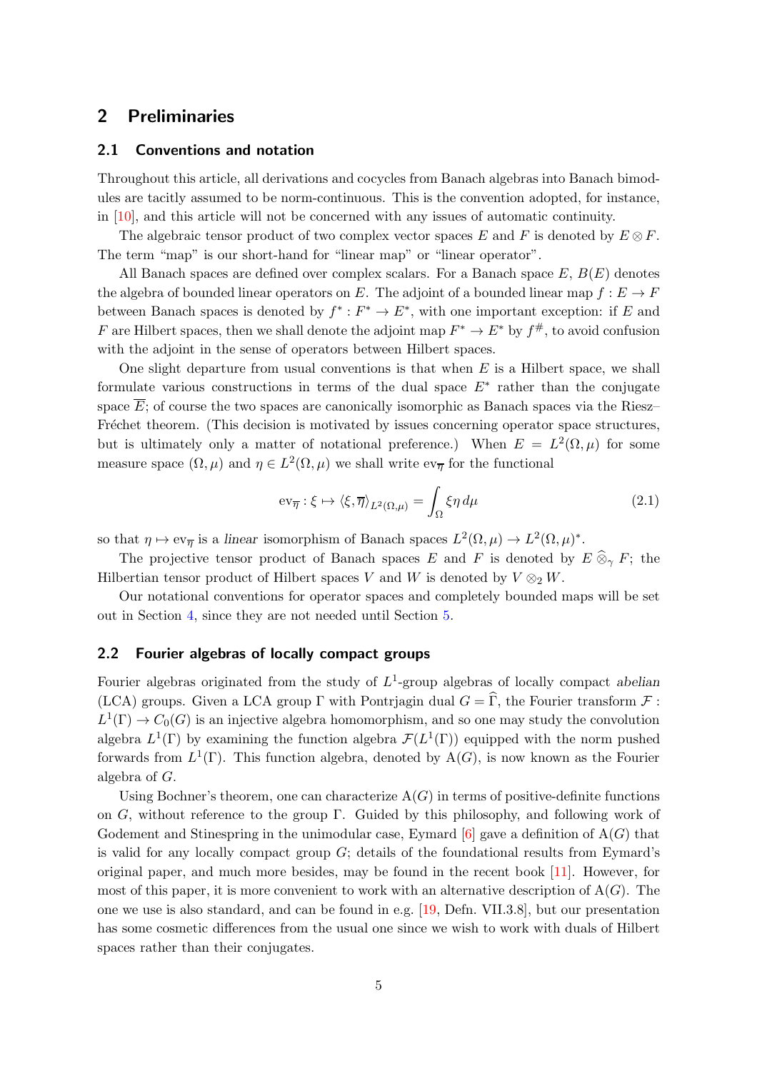## 2 Preliminaries

### 2.1 Conventions and notation

Throughout this article, all derivations and cocycles from Banach algebras into Banach bimodules are tacitly assumed to be norm-continuous. This is the convention adopted, for instance, in [10], and this article will not be concerned with any issues of automatic continuity.

The algebraic tensor product of two complex vector spaces $E$ and $F$ is denoted by $E \otimes F$. The term "map" is our short-hand for "linear map" or "linear operator".

All Banach spaces are defined over complex scalars. For a Banach space $E$, $B(E)$ denotes the algebra of bounded linear operators on $E$. The adjoint of a bounded linear map $f : E \to F$ between Banach spaces is denoted by $f^* : F^* \to E^*$, with one important exception: if $E$ and $F$ are Hilbert spaces, then we shall denote the adjoint map $F^* \to E^*$ by $f^\#$, to avoid confusion with the adjoint in the sense of operators between Hilbert spaces.

One slight departure from usual conventions is that when $E$ is a Hilbert space, we shall formulate various constructions in terms of the dual space $E^*$ rather than the conjugate space $\overline{E}$; of course the two spaces are canonically isomorphic as Banach spaces via the Riesz–Fréchet theorem. (This decision is motivated by issues concerning operator space structures, but is ultimately only a matter of notational preference.) When $E = L^2(\Omega, \mu)$ for some measure space $(\Omega, \mu)$ and $\eta \in L^2(\Omega, \mu)$ we shall write $\mathrm{ev}_{\overline{\eta}}$ for the functional

$$\mathrm{ev}_{\overline{\eta}} : \xi \mapsto \langle \xi, \overline{\eta} \rangle_{L^2(\Omega,\mu)} = \int_\Omega \xi \eta \, d\mu \tag{2.1}$$

so that $\eta \mapsto \mathrm{ev}_{\overline{\eta}}$ is a *linear* isomorphism of Banach spaces $L^2(\Omega, \mu) \to L^2(\Omega, \mu)^*$.

The projective tensor product of Banach spaces $E$ and $F$ is denoted by $E \mathbin{\widehat{\otimes}_\gamma} F$; the Hilbertian tensor product of Hilbert spaces $V$ and $W$ is denoted by $V \otimes_2 W$.

Our notational conventions for operator spaces and completely bounded maps will be set out in Section 4, since they are not needed until Section 5.

### 2.2 Fourier algebras of locally compact groups

Fourier algebras originated from the study of $L^1$-group algebras of locally compact *abelian* (LCA) groups. Given a LCA group $\Gamma$ with Pontrjagin dual $G = \widehat{\Gamma}$, the Fourier transform $\mathcal{F} : L^1(\Gamma) \to C_0(G)$ is an injective algebra homomorphism, and so one may study the convolution algebra $L^1(\Gamma)$ by examining the function algebra $\mathcal{F}(L^1(\Gamma))$ equipped with the norm pushed forwards from $L^1(\Gamma)$. This function algebra, denoted by $\mathrm{A}(G)$, is now known as the Fourier algebra of $G$.

Using Bochner's theorem, one can characterize $\mathrm{A}(G)$ in terms of positive-definite functions on $G$, without reference to the group $\Gamma$. Guided by this philosophy, and following work of Godement and Stinespring in the unimodular case, Eymard [6] gave a definition of $\mathrm{A}(G)$ that is valid for any locally compact group $G$; details of the foundational results from Eymard's original paper, and much more besides, may be found in the recent book [11]. However, for most of this paper, it is more convenient to work with an alternative description of $\mathrm{A}(G)$. The one we use is also standard, and can be found in e.g. [19, Defn. VII.3.8], but our presentation has some cosmetic differences from the usual one since we wish to work with duals of Hilbert spaces rather than their conjugates.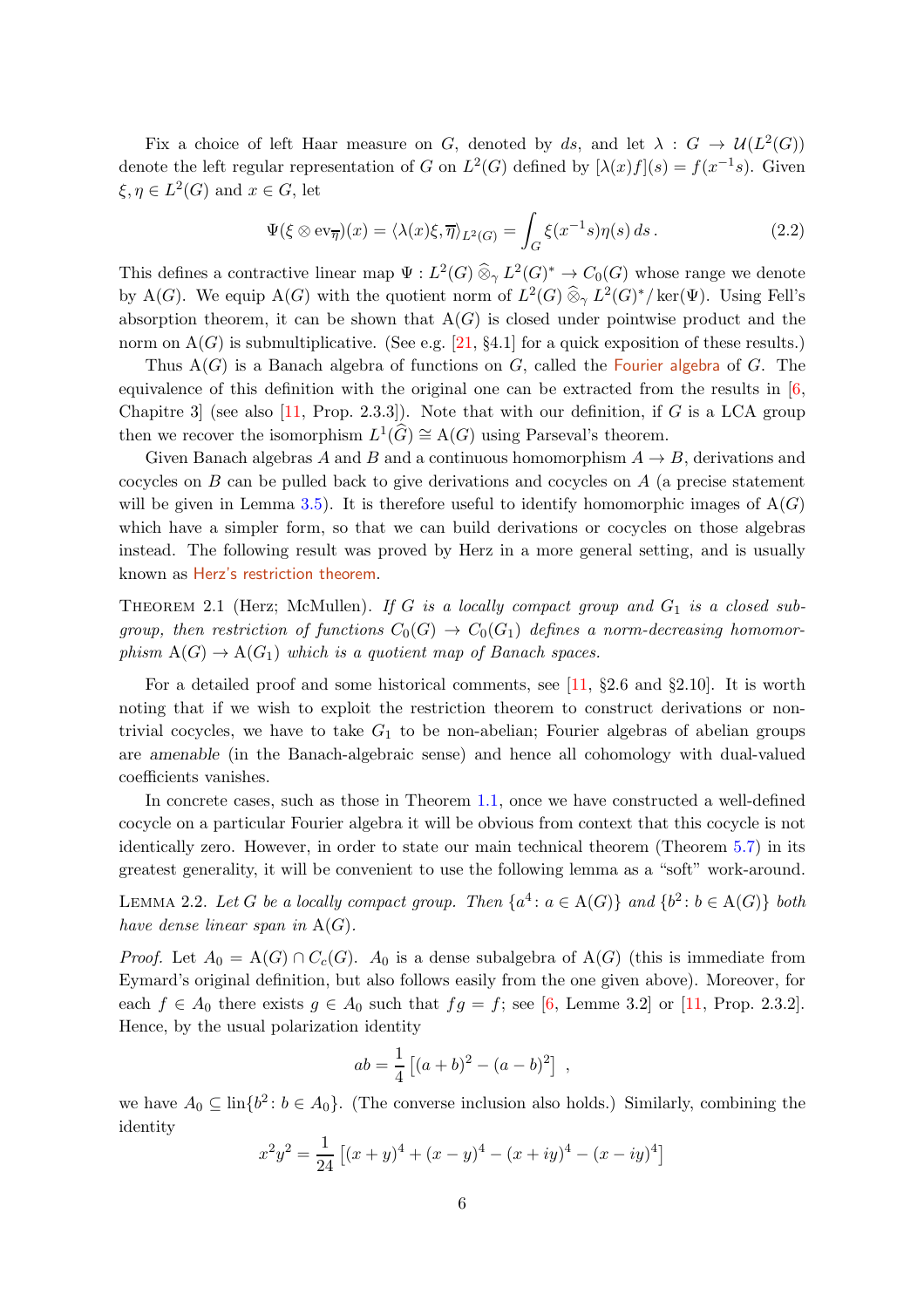Fix a choice of left Haar measure on $G$, denoted by $ds$, and let $\lambda : G \to \mathcal{U}(L^2(G))$ denote the left regular representation of $G$ on $L^2(G)$ defined by $[\lambda(x)f](s) = f(x^{-1}s)$. Given $\xi, \eta \in L^2(G)$ and $x \in G$, let

$$\Psi(\xi \otimes \mathrm{ev}_{\overline{\eta}})(x) = \langle \lambda(x)\xi, \overline{\eta} \rangle_{L^2(G)} = \int_G \xi(x^{-1}s)\eta(s)\, ds\,. \tag{2.2}$$

This defines a contractive linear map $\Psi : L^2(G) \widehat{\otimes}_\gamma L^2(G)^* \to C_0(G)$ whose range we denote by $\mathrm{A}(G)$. We equip $\mathrm{A}(G)$ with the quotient norm of $L^2(G) \widehat{\otimes}_\gamma L^2(G)^*/\ker(\Psi)$. Using Fell's absorption theorem, it can be shown that $\mathrm{A}(G)$ is closed under pointwise product and the norm on $\mathrm{A}(G)$ is submultiplicative. (See e.g. [21, §4.1] for a quick exposition of these results.)

Thus $\mathrm{A}(G)$ is a Banach algebra of functions on $G$, called the Fourier algebra of $G$. The equivalence of this definition with the original one can be extracted from the results in [6, Chapitre 3] (see also [11, Prop. 2.3.3]). Note that with our definition, if $G$ is a LCA group then we recover the isomorphism $L^1(\widehat{G}) \cong \mathrm{A}(G)$ using Parseval's theorem.

Given Banach algebras $A$ and $B$ and a continuous homomorphism $A \to B$, derivations and cocycles on $B$ can be pulled back to give derivations and cocycles on $A$ (a precise statement will be given in Lemma 3.5). It is therefore useful to identify homomorphic images of $\mathrm{A}(G)$ which have a simpler form, so that we can build derivations or cocycles on those algebras instead. The following result was proved by Herz in a more general setting, and is usually known as Herz's restriction theorem.

Theorem 2.1 (Herz; McMullen). *If $G$ is a locally compact group and $G_1$ is a closed subgroup, then restriction of functions $C_0(G) \to C_0(G_1)$ defines a norm-decreasing homomorphism $\mathrm{A}(G) \to \mathrm{A}(G_1)$ which is a quotient map of Banach spaces.*

For a detailed proof and some historical comments, see [11, §2.6 and §2.10]. It is worth noting that if we wish to exploit the restriction theorem to construct derivations or non-trivial cocycles, we have to take $G_1$ to be non-abelian; Fourier algebras of abelian groups are *amenable* (in the Banach-algebraic sense) and hence all cohomology with dual-valued coefficients vanishes.

In concrete cases, such as those in Theorem 1.1, once we have constructed a well-defined cocycle on a particular Fourier algebra it will be obvious from context that this cocycle is not identically zero. However, in order to state our main technical theorem (Theorem 5.7) in its greatest generality, it will be convenient to use the following lemma as a "soft" work-around.

Lemma 2.2. *Let $G$ be a locally compact group. Then $\{a^4 : a \in \mathrm{A}(G)\}$ and $\{b^2 : b \in \mathrm{A}(G)\}$ both have dense linear span in $\mathrm{A}(G)$.*

*Proof.* Let $A_0 = \mathrm{A}(G) \cap C_c(G)$. $A_0$ is a dense subalgebra of $\mathrm{A}(G)$ (this is immediate from Eymard's original definition, but also follows easily from the one given above). Moreover, for each $f \in A_0$ there exists $g \in A_0$ such that $fg = f$; see [6, Lemme 3.2] or [11, Prop. 2.3.2]. Hence, by the usual polarization identity

$$ab = \frac{1}{4}\left[(a+b)^2 - (a-b)^2\right] \ ,$$

we have $A_0 \subseteq \mathrm{lin}\{b^2 : b \in A_0\}$. (The converse inclusion also holds.) Similarly, combining the identity

$$x^2y^2 = \frac{1}{24}\left[(x+y)^4 + (x-y)^4 - (x+iy)^4 - (x-iy)^4\right]$$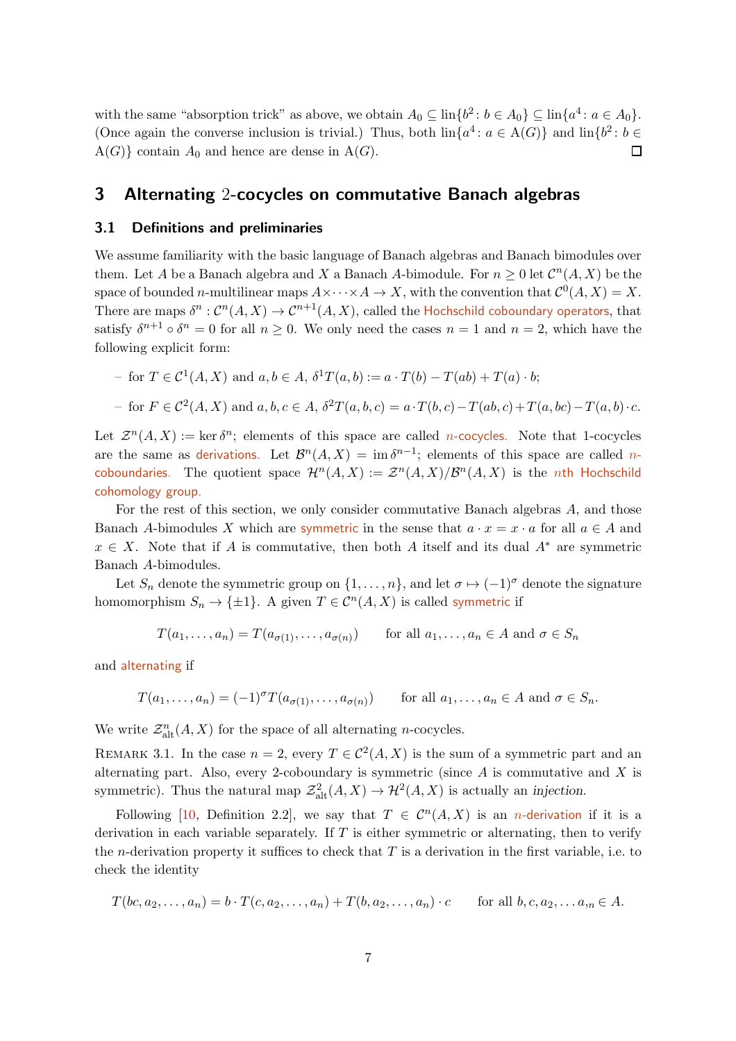with the same "absorption trick" as above, we obtain $A_0 \subseteq \operatorname{lin}\{b^2 \colon b \in A_0\} \subseteq \operatorname{lin}\{a^4 \colon a \in A_0\}$. (Once again the converse inclusion is trivial.) Thus, both $\operatorname{lin}\{a^4 \colon a \in \mathrm{A}(G)\}$ and $\operatorname{lin}\{b^2 \colon b \in \mathrm{A}(G)\}$ contain $A_0$ and hence are dense in $\mathrm{A}(G)$. ☐

## 3 Alternating 2-cocycles on commutative Banach algebras

### 3.1 Definitions and preliminaries

We assume familiarity with the basic language of Banach algebras and Banach bimodules over them. Let $A$ be a Banach algebra and $X$ a Banach $A$-bimodule. For $n \geq 0$ let $\mathcal{C}^n(A, X)$ be the space of bounded $n$-multilinear maps $A \times \cdots \times A \to X$, with the convention that $\mathcal{C}^0(A, X) = X$. There are maps $\delta^n : \mathcal{C}^n(A, X) \to \mathcal{C}^{n+1}(A, X)$, called the Hochschild coboundary operators, that satisfy $\delta^{n+1} \circ \delta^n = 0$ for all $n \geq 0$. We only need the cases $n = 1$ and $n = 2$, which have the following explicit form:

- for $T \in \mathcal{C}^1(A, X)$ and $a, b \in A$, $\delta^1 T(a, b) := a \cdot T(b) - T(ab) + T(a) \cdot b$;
- for $F \in \mathcal{C}^2(A, X)$ and $a, b, c \in A$, $\delta^2 T(a, b, c) = a \cdot T(b, c) - T(ab, c) + T(a, bc) - T(a, b) \cdot c$.

Let $\mathcal{Z}^n(A, X) := \ker \delta^n$; elements of this space are called $n$-cocycles. Note that 1-cocycles are the same as derivations. Let $\mathcal{B}^n(A, X) = \operatorname{im} \delta^{n-1}$; elements of this space are called $n$-coboundaries. The quotient space $\mathcal{H}^n(A, X) := \mathcal{Z}^n(A, X)/\mathcal{B}^n(A, X)$ is the $n$th Hochschild cohomology group.

For the rest of this section, we only consider commutative Banach algebras $A$, and those Banach $A$-bimodules $X$ which are symmetric in the sense that $a \cdot x = x \cdot a$ for all $a \in A$ and $x \in X$. Note that if $A$ is commutative, then both $A$ itself and its dual $A^*$ are symmetric Banach $A$-bimodules.

Let $S_n$ denote the symmetric group on $\{1, \ldots, n\}$, and let $\sigma \mapsto (-1)^\sigma$ denote the signature homomorphism $S_n \to \{\pm 1\}$. A given $T \in \mathcal{C}^n(A, X)$ is called symmetric if

$$T(a_1, \ldots, a_n) = T(a_{\sigma(1)}, \ldots, a_{\sigma(n)}) \qquad \text{for all } a_1, \ldots, a_n \in A \text{ and } \sigma \in S_n$$

and alternating if

$$T(a_1, \ldots, a_n) = (-1)^\sigma T(a_{\sigma(1)}, \ldots, a_{\sigma(n)}) \qquad \text{for all } a_1, \ldots, a_n \in A \text{ and } \sigma \in S_n.$$

We write $\mathcal{Z}^n_{\mathrm{alt}}(A, X)$ for the space of all alternating $n$-cocycles.

Remark 3.1. In the case $n = 2$, every $T \in \mathcal{C}^2(A, X)$ is the sum of a symmetric part and an alternating part. Also, every 2-coboundary is symmetric (since $A$ is commutative and $X$ is symmetric). Thus the natural map $\mathcal{Z}^2_{\mathrm{alt}}(A, X) \to \mathcal{H}^2(A, X)$ is actually an *injection*.

Following [10, Definition 2.2], we say that $T \in \mathcal{C}^n(A, X)$ is an $n$-derivation if it is a derivation in each variable separately. If $T$ is either symmetric or alternating, then to verify the $n$-derivation property it suffices to check that $T$ is a derivation in the first variable, i.e. to check the identity

$$T(bc, a_2, \ldots, a_n) = b \cdot T(c, a_2, \ldots, a_n) + T(b, a_2, \ldots, a_n) \cdot c \qquad \text{for all } b, c, a_2, \ldots a_{,n} \in A.$$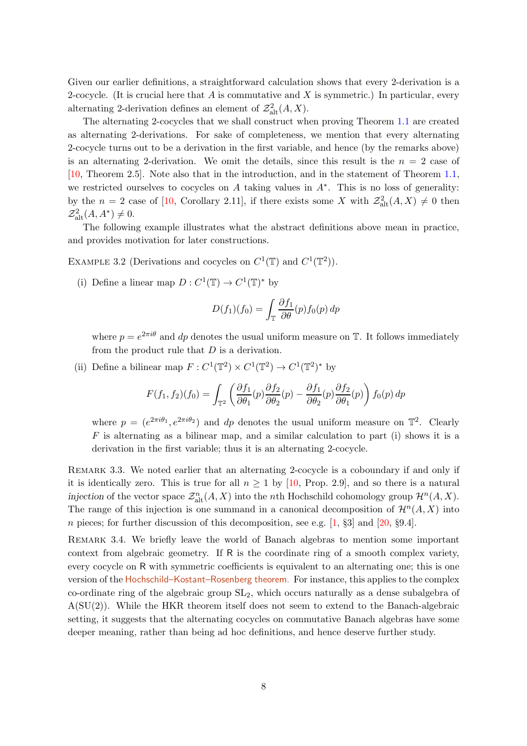Given our earlier definitions, a straightforward calculation shows that every 2-derivation is a 2-cocycle. (It is crucial here that $A$ is commutative and $X$ is symmetric.) In particular, every alternating 2-derivation defines an element of $\mathcal{Z}^2_{\rm alt}(A,X)$.

The alternating 2-cocycles that we shall construct when proving Theorem 1.1 are created as alternating 2-derivations. For sake of completeness, we mention that every alternating 2-cocycle turns out to be a derivation in the first variable, and hence (by the remarks above) is an alternating 2-derivation. We omit the details, since this result is the $n = 2$ case of [10, Theorem 2.5]. Note also that in the introduction, and in the statement of Theorem 1.1, we restricted ourselves to cocycles on $A$ taking values in $A^*$. This is no loss of generality: by the $n = 2$ case of [10, Corollary 2.11], if there exists some $X$ with $\mathcal{Z}^2_{\rm alt}(A,X) \neq 0$ then $\mathcal{Z}^2_{\rm alt}(A,A^*) \neq 0$.

The following example illustrates what the abstract definitions above mean in practice, and provides motivation for later constructions.

Example 3.2 (Derivations and cocycles on $C^1(\mathbb{T})$ and $C^1(\mathbb{T}^2)$).

(i) Define a linear map $D : C^1(\mathbb{T}) \to C^1(\mathbb{T})^*$ by

$$D(f_1)(f_0) = \int_{\mathbb{T}} \frac{\partial f_1}{\partial \theta}(p) f_0(p)\, dp$$

where $p = e^{2\pi i\theta}$ and $dp$ denotes the usual uniform measure on $\mathbb{T}$. It follows immediately from the product rule that $D$ is a derivation.

(ii) Define a bilinear map $F : C^1(\mathbb{T}^2) \times C^1(\mathbb{T}^2) \to C^1(\mathbb{T}^2)^*$ by

$$F(f_1,f_2)(f_0) = \int_{\mathbb{T}^2} \left( \frac{\partial f_1}{\partial \theta_1}(p)\frac{\partial f_2}{\partial \theta_2}(p) - \frac{\partial f_1}{\partial \theta_2}(p)\frac{\partial f_2}{\partial \theta_1}(p) \right) f_0(p)\, dp$$

where $p = (e^{2\pi i\theta_1}, e^{2\pi i\theta_2})$ and $dp$ denotes the usual uniform measure on $\mathbb{T}^2$. Clearly $F$ is alternating as a bilinear map, and a similar calculation to part (i) shows it is a derivation in the first variable; thus it is an alternating 2-cocycle.

Remark 3.3. We noted earlier that an alternating 2-cocycle is a coboundary if and only if it is identically zero. This is true for all $n \geq 1$ by [10, Prop. 2.9], and so there is a natural *injection* of the vector space $\mathcal{Z}^n_{\rm alt}(A,X)$ into the $n$th Hochschild cohomology group $\mathcal{H}^n(A,X)$. The range of this injection is one summand in a canonical decomposition of $\mathcal{H}^n(A,X)$ into $n$ pieces; for further discussion of this decomposition, see e.g. [1, §3] and [20, §9.4].

Remark 3.4. We briefly leave the world of Banach algebras to mention some important context from algebraic geometry. If $\mathsf{R}$ is the coordinate ring of a smooth complex variety, every cocycle on $\mathsf{R}$ with symmetric coefficients is equivalent to an alternating one; this is one version of the Hochschild–Kostant–Rosenberg theorem. For instance, this applies to the complex co-ordinate ring of the algebraic group $\mathrm{SL}_2$, which occurs naturally as a dense subalgebra of $\mathrm{A}(\mathrm{SU}(2))$. While the HKR theorem itself does not seem to extend to the Banach-algebraic setting, it suggests that the alternating cocycles on commutative Banach algebras have some deeper meaning, rather than being ad hoc definitions, and hence deserve further study.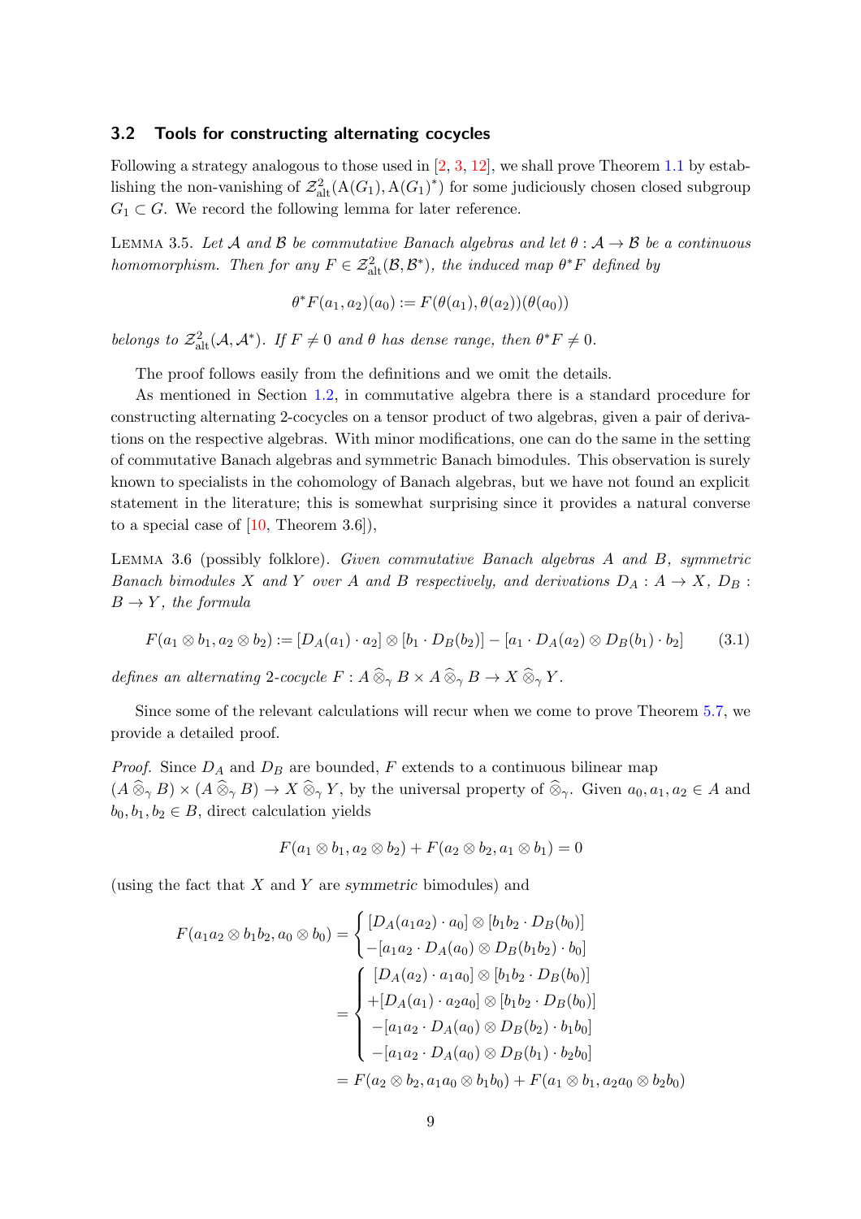### 3.2 Tools for constructing alternating cocycles

Following a strategy analogous to those used in [2, 3, 12], we shall prove Theorem 1.1 by establishing the non-vanishing of $\mathcal{Z}^2_{\rm alt}(\mathrm{A}(G_1), \mathrm{A}(G_1)^*)$ for some judiciously chosen closed subgroup $G_1 \subset G$. We record the following lemma for later reference.

Lemma 3.5. *Let $\mathcal{A}$ and $\mathcal{B}$ be commutative Banach algebras and let $\theta : \mathcal{A} \to \mathcal{B}$ be a continuous homomorphism. Then for any $F \in \mathcal{Z}^2_{\rm alt}(\mathcal{B}, \mathcal{B}^*)$, the induced map $\theta^* F$ defined by*

$$\theta^* F(a_1, a_2)(a_0) := F(\theta(a_1), \theta(a_2))(\theta(a_0))$$

*belongs to $\mathcal{Z}^2_{\rm alt}(\mathcal{A}, \mathcal{A}^*)$. If $F \neq 0$ and $\theta$ has dense range, then $\theta^* F \neq 0$.*

The proof follows easily from the definitions and we omit the details.

As mentioned in Section 1.2, in commutative algebra there is a standard procedure for constructing alternating 2-cocycles on a tensor product of two algebras, given a pair of derivations on the respective algebras. With minor modifications, one can do the same in the setting of commutative Banach algebras and symmetric Banach bimodules. This observation is surely known to specialists in the cohomology of Banach algebras, but we have not found an explicit statement in the literature; this is somewhat surprising since it provides a natural converse to a special case of [10, Theorem 3.6]),

Lemma 3.6 (possibly folklore). *Given commutative Banach algebras $A$ and $B$, symmetric Banach bimodules $X$ and $Y$ over $A$ and $B$ respectively, and derivations $D_A : A \to X$, $D_B : B \to Y$, the formula*

$$F(a_1 \otimes b_1, a_2 \otimes b_2) := [D_A(a_1) \cdot a_2] \otimes [b_1 \cdot D_B(b_2)] - [a_1 \cdot D_A(a_2) \otimes D_B(b_1) \cdot b_2] \tag{3.1}$$

*defines an alternating 2-cocycle $F : A \widehat{\otimes}_\gamma B \times A \widehat{\otimes}_\gamma B \to X \widehat{\otimes}_\gamma Y$.*

Since some of the relevant calculations will recur when we come to prove Theorem 5.7, we provide a detailed proof.

*Proof.* Since $D_A$ and $D_B$ are bounded, $F$ extends to a continuous bilinear map $(A \widehat{\otimes}_\gamma B) \times (A \widehat{\otimes}_\gamma B) \to X \widehat{\otimes}_\gamma Y$, by the universal property of $\widehat{\otimes}_\gamma$. Given $a_0, a_1, a_2 \in A$ and $b_0, b_1, b_2 \in B$, direct calculation yields

$$F(a_1 \otimes b_1, a_2 \otimes b_2) + F(a_2 \otimes b_2, a_1 \otimes b_1) = 0$$

(using the fact that $X$ and $Y$ are *symmetric* bimodules) and

$$\begin{aligned}
F(a_1 a_2 \otimes b_1 b_2, a_0 \otimes b_0) &= \begin{cases} [D_A(a_1 a_2) \cdot a_0] \otimes [b_1 b_2 \cdot D_B(b_0)] \\ -[a_1 a_2 \cdot D_A(a_0) \otimes D_B(b_1 b_2) \cdot b_0] \end{cases} \\
&= \begin{cases} [D_A(a_2) \cdot a_1 a_0] \otimes [b_1 b_2 \cdot D_B(b_0)] \\ +[D_A(a_1) \cdot a_2 a_0] \otimes [b_1 b_2 \cdot D_B(b_0)] \\ -[a_1 a_2 \cdot D_A(a_0) \otimes D_B(b_2) \cdot b_1 b_0] \\ -[a_1 a_2 \cdot D_A(a_0) \otimes D_B(b_1) \cdot b_2 b_0] \end{cases} \\
&= F(a_2 \otimes b_2, a_1 a_0 \otimes b_1 b_0) + F(a_1 \otimes b_1, a_2 a_0 \otimes b_2 b_0)
\end{aligned}$$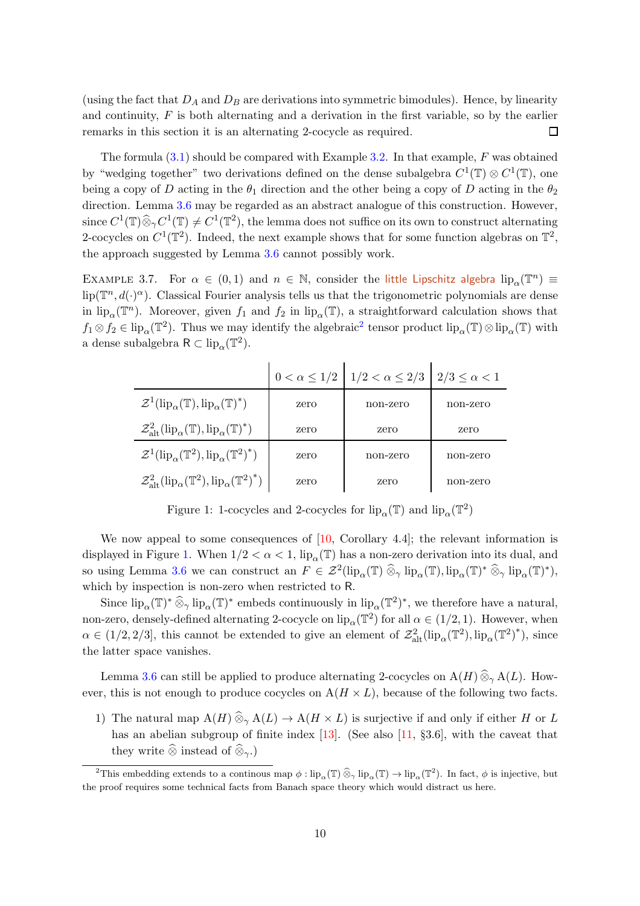(using the fact that $D_A$ and $D_B$ are derivations into symmetric bimodules). Hence, by linearity and continuity, $F$ is both alternating and a derivation in the first variable, so by the earlier remarks in this section it is an alternating 2-cocycle as required. ☐

The formula (3.1) should be compared with Example 3.2. In that example, $F$ was obtained by "wedging together" two derivations defined on the dense subalgebra $C^1(\mathbb{T}) \otimes C^1(\mathbb{T})$, one being a copy of $D$ acting in the $\theta_1$ direction and the other being a copy of $D$ acting in the $\theta_2$ direction. Lemma 3.6 may be regarded as an abstract analogue of this construction. However, since $C^1(\mathbb{T}) \widehat{\otimes}_\gamma C^1(\mathbb{T}) \neq C^1(\mathbb{T}^2)$, the lemma does not suffice on its own to construct alternating 2-cocycles on $C^1(\mathbb{T}^2)$. Indeed, the next example shows that for some function algebras on $\mathbb{T}^2$, the approach suggested by Lemma 3.6 cannot possibly work.

Example 3.7. For $\alpha \in (0,1)$ and $n \in \mathbb{N}$, consider the little Lipschitz algebra $\operatorname{lip}_\alpha(\mathbb{T}^n) \equiv \operatorname{lip}(\mathbb{T}^n, d(\cdot)^\alpha)$. Classical Fourier analysis tells us that the trigonometric polynomials are dense in $\operatorname{lip}_\alpha(\mathbb{T}^n)$. Moreover, given $f_1$ and $f_2$ in $\operatorname{lip}_\alpha(\mathbb{T})$, a straightforward calculation shows that $f_1 \otimes f_2 \in \operatorname{lip}_\alpha(\mathbb{T}^2)$. Thus we may identify the algebraic[2] tensor product $\operatorname{lip}_\alpha(\mathbb{T}) \otimes \operatorname{lip}_\alpha(\mathbb{T})$ with a dense subalgebra $\mathsf{R} \subset \operatorname{lip}_\alpha(\mathbb{T}^2)$.

| | $0 < \alpha \leq 1/2$ | $1/2 < \alpha \leq 2/3$ | $2/3 \leq \alpha < 1$ |
|---|---|---|---|
| $\mathcal{Z}^1(\operatorname{lip}_\alpha(\mathbb{T}), \operatorname{lip}_\alpha(\mathbb{T})^*)$ | zero | non-zero | non-zero |
| $\mathcal{Z}^2_{\rm alt}(\operatorname{lip}_\alpha(\mathbb{T}), \operatorname{lip}_\alpha(\mathbb{T})^*)$ | zero | zero | zero |
| $\mathcal{Z}^1(\operatorname{lip}_\alpha(\mathbb{T}^2), \operatorname{lip}_\alpha(\mathbb{T}^2)^*)$ | zero | non-zero | non-zero |
| $\mathcal{Z}^2_{\rm alt}(\operatorname{lip}_\alpha(\mathbb{T}^2), \operatorname{lip}_\alpha(\mathbb{T}^2)^*)$ | zero | zero | non-zero |

Figure 1: 1-cocycles and 2-cocycles for $\operatorname{lip}_\alpha(\mathbb{T})$ and $\operatorname{lip}_\alpha(\mathbb{T}^2)$

We now appeal to some consequences of [10, Corollary 4.4]; the relevant information is displayed in Figure 1. When $1/2 < \alpha < 1$, $\operatorname{lip}_\alpha(\mathbb{T})$ has a non-zero derivation into its dual, and so using Lemma 3.6 we can construct an $F \in \mathcal{Z}^2(\operatorname{lip}_\alpha(\mathbb{T}) \widehat{\otimes}_\gamma \operatorname{lip}_\alpha(\mathbb{T}), \operatorname{lip}_\alpha(\mathbb{T})^* \widehat{\otimes}_\gamma \operatorname{lip}_\alpha(\mathbb{T})^*)$, which by inspection is non-zero when restricted to $\mathsf{R}$.

Since $\operatorname{lip}_\alpha(\mathbb{T})^* \widehat{\otimes}_\gamma \operatorname{lip}_\alpha(\mathbb{T})^*$ embeds continuously in $\operatorname{lip}_\alpha(\mathbb{T}^2)^*$, we therefore have a natural, non-zero, densely-defined alternating 2-cocycle on $\operatorname{lip}_\alpha(\mathbb{T}^2)$ for all $\alpha \in (1/2, 1)$. However, when $\alpha \in (1/2, 2/3]$, this cannot be extended to give an element of $\mathcal{Z}^2_{\rm alt}(\operatorname{lip}_\alpha(\mathbb{T}^2), \operatorname{lip}_\alpha(\mathbb{T}^2)^*)$, since the latter space vanishes.

Lemma 3.6 can still be applied to produce alternating 2-cocycles on $\mathrm{A}(H) \widehat{\otimes}_\gamma \mathrm{A}(L)$. However, this is not enough to produce cocycles on $\mathrm{A}(H \times L)$, because of the following two facts.

1) The natural map $\mathrm{A}(H) \widehat{\otimes}_\gamma \mathrm{A}(L) \to \mathrm{A}(H \times L)$ is surjective if and only if either $H$ or $L$ has an abelian subgroup of finite index [13]. (See also [11, §3.6], with the caveat that they write $\widehat{\otimes}$ instead of $\widehat{\otimes}_\gamma$.)

[2] This embedding extends to a continous map $\phi : \operatorname{lip}_\alpha(\mathbb{T}) \widehat{\otimes}_\gamma \operatorname{lip}_\alpha(\mathbb{T}) \to \operatorname{lip}_\alpha(\mathbb{T}^2)$. In fact, $\phi$ is injective, but the proof requires some technical facts from Banach space theory which would distract us here.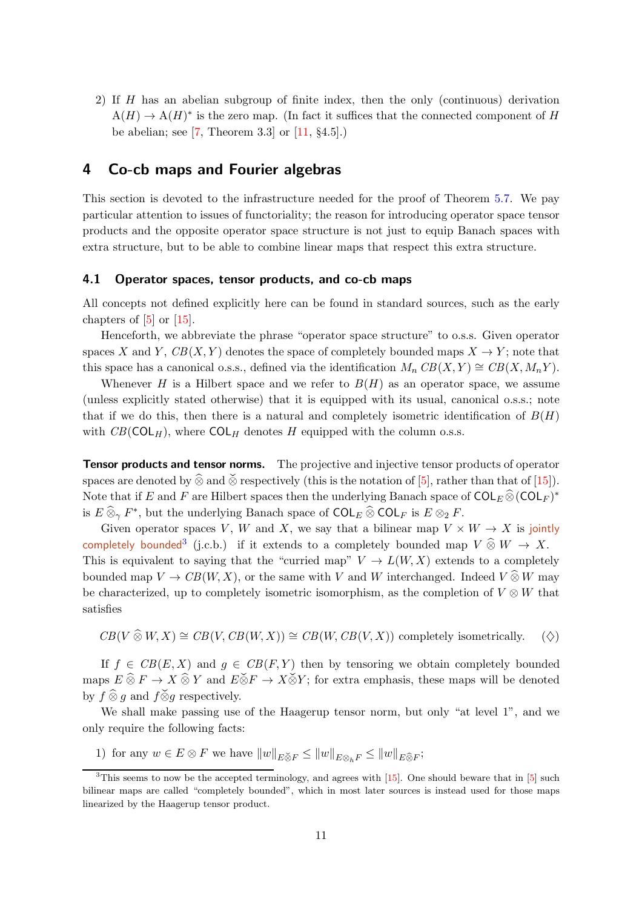2) If $H$ has an abelian subgroup of finite index, then the only (continuous) derivation $\mathrm{A}(H) \to \mathrm{A}(H)^*$ is the zero map. (In fact it suffices that the connected component of $H$ be abelian; see [7, Theorem 3.3] or [11, §4.5].)

# 4 Co-cb maps and Fourier algebras

This section is devoted to the infrastructure needed for the proof of Theorem 5.7. We pay particular attention to issues of functoriality; the reason for introducing operator space tensor products and the opposite operator space structure is not just to equip Banach spaces with extra structure, but to be able to combine linear maps that respect this extra structure.

## 4.1 Operator spaces, tensor products, and co-cb maps

All concepts not defined explicitly here can be found in standard sources, such as the early chapters of [5] or [15].

Henceforth, we abbreviate the phrase "operator space structure" to o.s.s. Given operator spaces $X$ and $Y$, $CB(X,Y)$ denotes the space of completely bounded maps $X \to Y$; note that this space has a canonical o.s.s., defined via the identification $M_n\, CB(X,Y) \cong CB(X, M_nY)$.

Whenever $H$ is a Hilbert space and we refer to $B(H)$ as an operator space, we assume (unless explicitly stated otherwise) that it is equipped with its usual, canonical o.s.s.; note that if we do this, then there is a natural and completely isometric identification of $B(H)$ with $CB(\mathsf{COL}_H)$, where $\mathsf{COL}_H$ denotes $H$ equipped with the column o.s.s.

**Tensor products and tensor norms.** The projective and injective tensor products of operator spaces are denoted by $\widehat{\otimes}$ and $\check{\otimes}$ respectively (this is the notation of [5], rather than that of [15]). Note that if $E$ and $F$ are Hilbert spaces then the underlying Banach space of $\mathsf{COL}_E \widehat{\otimes} (\mathsf{COL}_F)^*$ is $E \widehat{\otimes}_\gamma F^*$, but the underlying Banach space of $\mathsf{COL}_E \widehat{\otimes} \mathsf{COL}_F$ is $E \otimes_2 F$.

Given operator spaces $V$, $W$ and $X$, we say that a bilinear map $V \times W \to X$ is jointly completely bounded[3] (j.c.b.) if it extends to a completely bounded map $V \widehat{\otimes} W \to X$. This is equivalent to saying that the "curried map" $V \to L(W,X)$ extends to a completely bounded map $V \to CB(W,X)$, or the same with $V$ and $W$ interchanged. Indeed $V \widehat{\otimes} W$ may be characterized, up to completely isometric isomorphism, as the completion of $V \otimes W$ that satisfies

$$CB(V \widehat{\otimes} W, X) \cong CB(V, CB(W,X)) \cong CB(W, CB(V,X)) \text{ completely isometrically.} \qquad (\diamondsuit)$$

If $f \in CB(E,X)$ and $g \in CB(F,Y)$ then by tensoring we obtain completely bounded maps $E \widehat{\otimes} F \to X \widehat{\otimes} Y$ and $E \check{\otimes} F \to X \check{\otimes} Y$; for extra emphasis, these maps will be denoted by $f \widehat{\otimes} g$ and $f \check{\otimes} g$ respectively.

We shall make passing use of the Haagerup tensor norm, but only "at level 1", and we only require the following facts:

1) for any $w \in E \otimes F$ we have $\|w\|_{E \check{\otimes} F} \leq \|w\|_{E \otimes_h F} \leq \|w\|_{E \widehat{\otimes} F}$;

[3] This seems to now be the accepted terminology, and agrees with [15]. One should beware that in [5] such bilinear maps are called "completely bounded", which in most later sources is instead used for those maps linearized by the Haagerup tensor product.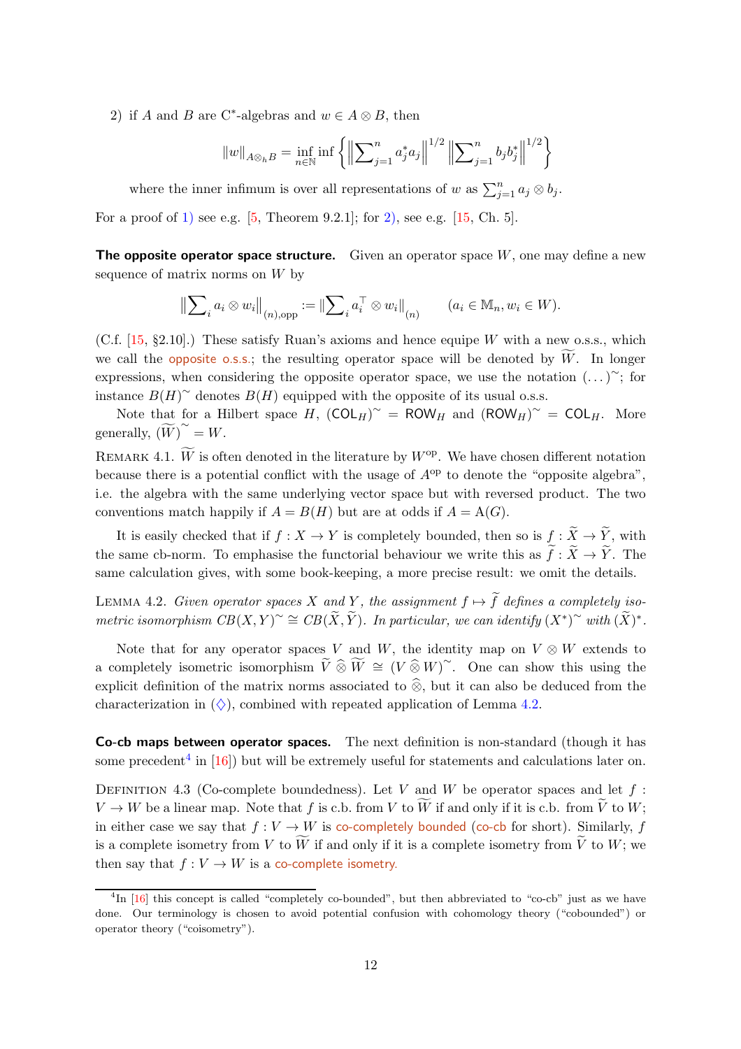2) if $A$ and $B$ are C*-algebras and $w \in A \otimes B$, then

$$\|w\|_{A\otimes_h B} = \inf_{n\in\mathbb{N}} \inf \left\{ \left\|\sum\nolimits_{j=1}^n a_j^* a_j\right\|^{1/2} \left\|\sum\nolimits_{j=1}^n b_j b_j^*\right\|^{1/2} \right\}$$

where the inner infimum is over all representations of $w$ as $\sum_{j=1}^n a_j \otimes b_j$.

For a proof of 1) see e.g. [5, Theorem 9.2.1]; for 2), see e.g. [15, Ch. 5].

**The opposite operator space structure.** Given an operator space $W$, one may define a new sequence of matrix norms on $W$ by

$$\left\|\sum\nolimits_i a_i \otimes w_i\right\|_{(n),\mathrm{opp}} := \left\|\sum\nolimits_i a_i^\top \otimes w_i\right\|_{(n)} \qquad (a_i \in \mathbb{M}_n, w_i \in W).$$

(C.f. [15, §2.10].) These satisfy Ruan's axioms and hence equipe $W$ with a new o.s.s., which we call the opposite o.s.s.; the resulting operator space will be denoted by $\widetilde{W}$. In longer expressions, when considering the opposite operator space, we use the notation $(\dots)^\sim$; for instance $B(H)^\sim$ denotes $B(H)$ equipped with the opposite of its usual o.s.s.

Note that for a Hilbert space $H$, $(\mathsf{COL}_H)^\sim = \mathsf{ROW}_H$ and $(\mathsf{ROW}_H)^\sim = \mathsf{COL}_H$. More generally, $(\widetilde{W})^\sim = W$.

Remark 4.1. $\widetilde{W}$ is often denoted in the literature by $W^{\mathrm{op}}$. We have chosen different notation because there is a potential conflict with the usage of $A^{\mathrm{op}}$ to denote the "opposite algebra", i.e. the algebra with the same underlying vector space but with reversed product. The two conventions match happily if $A = B(H)$ but are at odds if $A = \mathrm{A}(G)$.

It is easily checked that if $f : X \to Y$ is completely bounded, then so is $f : \widetilde{X} \to \widetilde{Y}$, with the same cb-norm. To emphasise the functorial behaviour we write this as $\widetilde{f} : \widetilde{X} \to \widetilde{Y}$. The same calculation gives, with some book-keeping, a more precise result: we omit the details.

Lemma 4.2. *Given operator spaces $X$ and $Y$, the assignment $f \mapsto \widetilde{f}$ defines a completely isometric isomorphism $CB(X,Y)^\sim \cong CB(\widetilde{X},\widetilde{Y})$. In particular, we can identify $(X^*)^\sim$ with $(\widetilde{X})^*$.*

Note that for any operator spaces $V$ and $W$, the identity map on $V \otimes W$ extends to a completely isometric isomorphism $\widetilde{V} \mathbin{\widehat{\otimes}} \widetilde{W} \cong (V \mathbin{\widehat{\otimes}} W)^\sim$. One can show this using the explicit definition of the matrix norms associated to $\widehat{\otimes}$, but it can also be deduced from the characterization in ($\diamondsuit$), combined with repeated application of Lemma 4.2.

**Co-cb maps between operator spaces.** The next definition is non-standard (though it has some precedent[4] in [16]) but will be extremely useful for statements and calculations later on.

Definition 4.3 (Co-complete boundedness). Let $V$ and $W$ be operator spaces and let $f : V \to W$ be a linear map. Note that $f$ is c.b. from $V$ to $\widetilde{W}$ if and only if it is c.b. from $\widetilde{V}$ to $W$; in either case we say that $f : V \to W$ is co-completely bounded (co-cb for short). Similarly, $f$ is a complete isometry from $V$ to $\widetilde{W}$ if and only if it is a complete isometry from $\widetilde{V}$ to $W$; we then say that $f : V \to W$ is a co-complete isometry.

[4] In [16] this concept is called "completely co-bounded", but then abbreviated to "co-cb" just as we have done. Our terminology is chosen to avoid potential confusion with cohomology theory ("cobounded") or operator theory ("coisometry").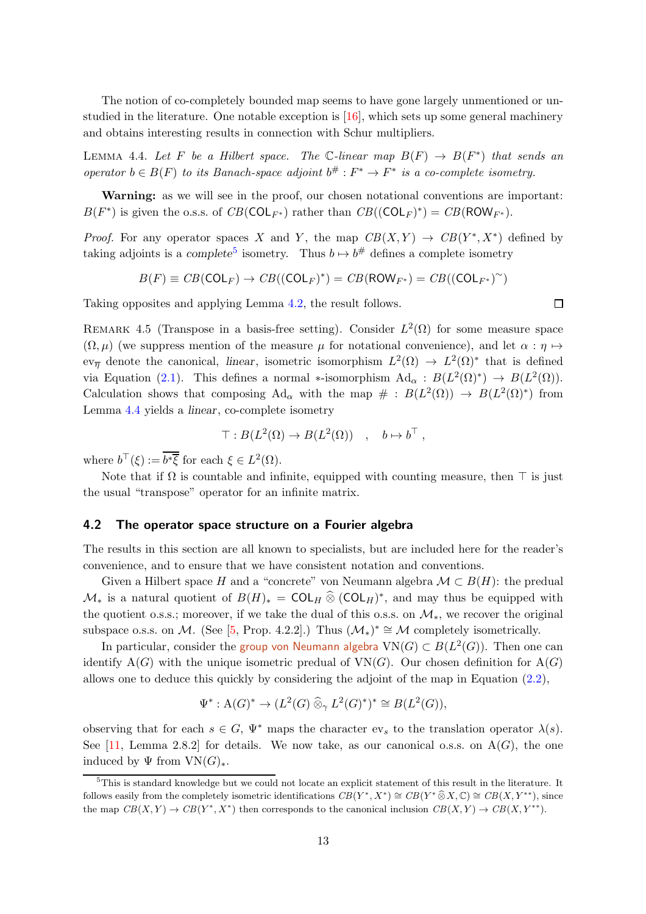The notion of co-completely bounded map seems to have gone largely unmentioned or unstudied in the literature. One notable exception is [16], which sets up some general machinery and obtains interesting results in connection with Schur multipliers.

Lemma 4.4. *Let $F$ be a Hilbert space. The $\mathbb{C}$-linear map $B(F) \to B(F^*)$ that sends an operator $b \in B(F)$ to its Banach-space adjoint $b^\# : F^* \to F^*$ is a co-complete isometry.*

**Warning:** as we will see in the proof, our chosen notational conventions are important: $B(F^*)$ is given the o.s.s. of $CB(\mathsf{COL}_{F^*})$ rather than $CB((\mathsf{COL}_F)^*) = CB(\mathsf{ROW}_{F^*})$.

*Proof.* For any operator spaces $X$ and $Y$, the map $CB(X,Y) \to CB(Y^*, X^*)$ defined by taking adjoints is a *complete*[5] isometry. Thus $b \mapsto b^\#$ defines a complete isometry

$$B(F) \equiv CB(\mathsf{COL}_F) \to CB((\mathsf{COL}_F)^*) = CB(\mathsf{ROW}_{F^*}) = CB((\mathsf{COL}_{F^*})^\sim)$$

Taking opposites and applying Lemma 4.2, the result follows. ◻

Remark 4.5 (Transpose in a basis-free setting). Consider $L^2(\Omega)$ for some measure space $(\Omega, \mu)$ (we suppress mention of the measure $\mu$ for notational convenience), and let $\alpha : \eta \mapsto \mathrm{ev}_{\overline{\eta}}$ denote the canonical, *linear*, isometric isomorphism $L^2(\Omega) \to L^2(\Omega)^*$ that is defined via Equation (2.1). This defines a normal $*$-isomorphism $\mathrm{Ad}_\alpha : B(L^2(\Omega)^*) \to B(L^2(\Omega))$. Calculation shows that composing $\mathrm{Ad}_\alpha$ with the map $\# : B(L^2(\Omega)) \to B(L^2(\Omega)^*)$ from Lemma 4.4 yields a *linear*, co-complete isometry

$$\top : B(L^2(\Omega) \to B(L^2(\Omega)) \quad , \quad b \mapsto b^\top ,$$

where $b^\top(\xi) := \overline{b^*\overline{\xi}}$ for each $\xi \in L^2(\Omega)$.

Note that if $\Omega$ is countable and infinite, equipped with counting measure, then $\top$ is just the usual "transpose" operator for an infinite matrix.

### 4.2 The operator space structure on a Fourier algebra

The results in this section are all known to specialists, but are included here for the reader's convenience, and to ensure that we have consistent notation and conventions.

Given a Hilbert space $H$ and a "concrete" von Neumann algebra $\mathcal{M} \subset B(H)$: the predual $\mathcal{M}_*$ is a natural quotient of $B(H)_* = \mathsf{COL}_H \mathbin{\widehat{\otimes}} (\mathsf{COL}_H)^*$, and may thus be equipped with the quotient o.s.s.; moreover, if we take the dual of this o.s.s. on $\mathcal{M}_*$, we recover the original subspace o.s.s. on $\mathcal{M}$. (See [5, Prop. 4.2.2].) Thus $(\mathcal{M}_*)^* \cong \mathcal{M}$ completely isometrically.

In particular, consider the group von Neumann algebra $\mathrm{VN}(G) \subset B(L^2(G))$. Then one can identify $\mathrm{A}(G)$ with the unique isometric predual of $\mathrm{VN}(G)$. Our chosen definition for $\mathrm{A}(G)$ allows one to deduce this quickly by considering the adjoint of the map in Equation (2.2),

$$\Psi^* : \mathrm{A}(G)^* \to (L^2(G) \mathbin{\widehat{\otimes}}_\gamma L^2(G)^*)^* \cong B(L^2(G)),$$

observing that for each $s \in G$, $\Psi^*$ maps the character $\mathrm{ev}_s$ to the translation operator $\lambda(s)$. See [11, Lemma 2.8.2] for details. We now take, as our canonical o.s.s. on $\mathrm{A}(G)$, the one induced by $\Psi$ from $\mathrm{VN}(G)_*$.

---

[5] This is standard knowledge but we could not locate an explicit statement of this result in the literature. It follows easily from the completely isometric identifications $CB(Y^*, X^*) \cong CB(Y^* \mathbin{\widehat{\otimes}} X, \mathbb{C}) \cong CB(X, Y^{**})$, since the map $CB(X,Y) \to CB(Y^*, X^*)$ then corresponds to the canonical inclusion $CB(X,Y) \to CB(X, Y^{**})$.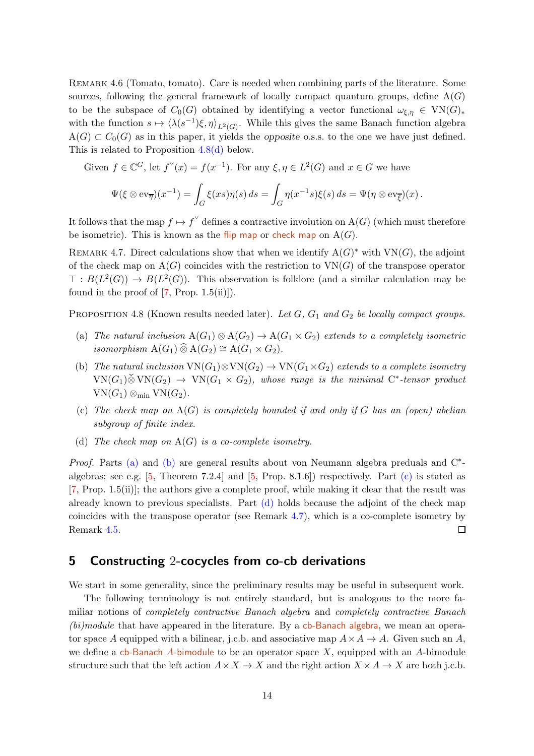Remark 4.6 (Tomato, tomato). Care is needed when combining parts of the literature. Some sources, following the general framework of locally compact quantum groups, define $\mathrm{A}(G)$ to be the subspace of $C_0(G)$ obtained by identifying a vector functional $\omega_{\xi,\eta} \in \mathrm{VN}(G)_*$ with the function $s \mapsto \langle \lambda(s^{-1})\xi, \eta\rangle_{L^2(G)}$. While this gives the same Banach function algebra $\mathrm{A}(G) \subset C_0(G)$ as in this paper, it yields the *opposite* o.s.s. to the one we have just defined. This is related to Proposition 4.8(d) below.

Given $f \in \mathbb{C}^G$, let $f^\vee(x) = f(x^{-1})$. For any $\xi, \eta \in L^2(G)$ and $x \in G$ we have

$$\Psi(\xi \otimes \mathrm{ev}_{\overline{\eta}})(x^{-1}) = \int_G \xi(xs)\eta(s)\, ds = \int_G \eta(x^{-1}s)\xi(s)\, ds = \Psi(\eta \otimes \mathrm{ev}_{\overline{\xi}})(x)\,.$$

It follows that the map $f \mapsto f^\vee$ defines a contractive involution on $\mathrm{A}(G)$ (which must therefore be isometric). This is known as the flip map or check map on $\mathrm{A}(G)$.

Remark 4.7. Direct calculations show that when we identify $\mathrm{A}(G)^*$ with $\mathrm{VN}(G)$, the adjoint of the check map on $\mathrm{A}(G)$ coincides with the restriction to $\mathrm{VN}(G)$ of the transpose operator $\top : B(L^2(G)) \to B(L^2(G))$. This observation is folklore (and a similar calculation may be found in the proof of [7, Prop. 1.5(ii)]).

Proposition 4.8 (Known results needed later). *Let $G$, $G_1$ and $G_2$ be locally compact groups.*

- (a) *The natural inclusion $\mathrm{A}(G_1) \otimes \mathrm{A}(G_2) \to \mathrm{A}(G_1 \times G_2)$ extends to a completely isometric isomorphism $\mathrm{A}(G_1) \widehat{\otimes} \mathrm{A}(G_2) \cong \mathrm{A}(G_1 \times G_2)$.*
- (b) *The natural inclusion $\mathrm{VN}(G_1) \otimes \mathrm{VN}(G_2) \to \mathrm{VN}(G_1 \times G_2)$ extends to a complete isometry $\mathrm{VN}(G_1) \check{\otimes} \mathrm{VN}(G_2) \to \mathrm{VN}(G_1 \times G_2)$, whose range is the minimal $\mathrm{C}^*$-tensor product $\mathrm{VN}(G_1) \otimes_{\min} \mathrm{VN}(G_2)$.*
- (c) *The check map on $\mathrm{A}(G)$ is completely bounded if and only if $G$ has an (open) abelian subgroup of finite index.*
- (d) *The check map on $\mathrm{A}(G)$ is a co-complete isometry.*

*Proof.* Parts (a) and (b) are general results about von Neumann algebra preduals and $\mathrm{C}^*$-algebras; see e.g. [5, Theorem 7.2.4] and [5, Prop. 8.1.6]) respectively. Part (c) is stated as [7, Prop. 1.5(ii)]; the authors give a complete proof, while making it clear that the result was already known to previous specialists. Part (d) holds because the adjoint of the check map coincides with the transpose operator (see Remark 4.7), which is a co-complete isometry by Remark 4.5. ☐

## 5 Constructing 2-cocycles from co-cb derivations

We start in some generality, since the preliminary results may be useful in subsequent work.

The following terminology is not entirely standard, but is analogous to the more familiar notions of *completely contractive Banach algebra* and *completely contractive Banach (bi)module* that have appeared in the literature. By a cb-Banach algebra, we mean an operator space $A$ equipped with a bilinear, j.c.b. and associative map $A \times A \to A$. Given such an $A$, we define a cb-Banach $A$-bimodule to be an operator space $X$, equipped with an $A$-bimodule structure such that the left action $A \times X \to X$ and the right action $X \times A \to X$ are both j.c.b.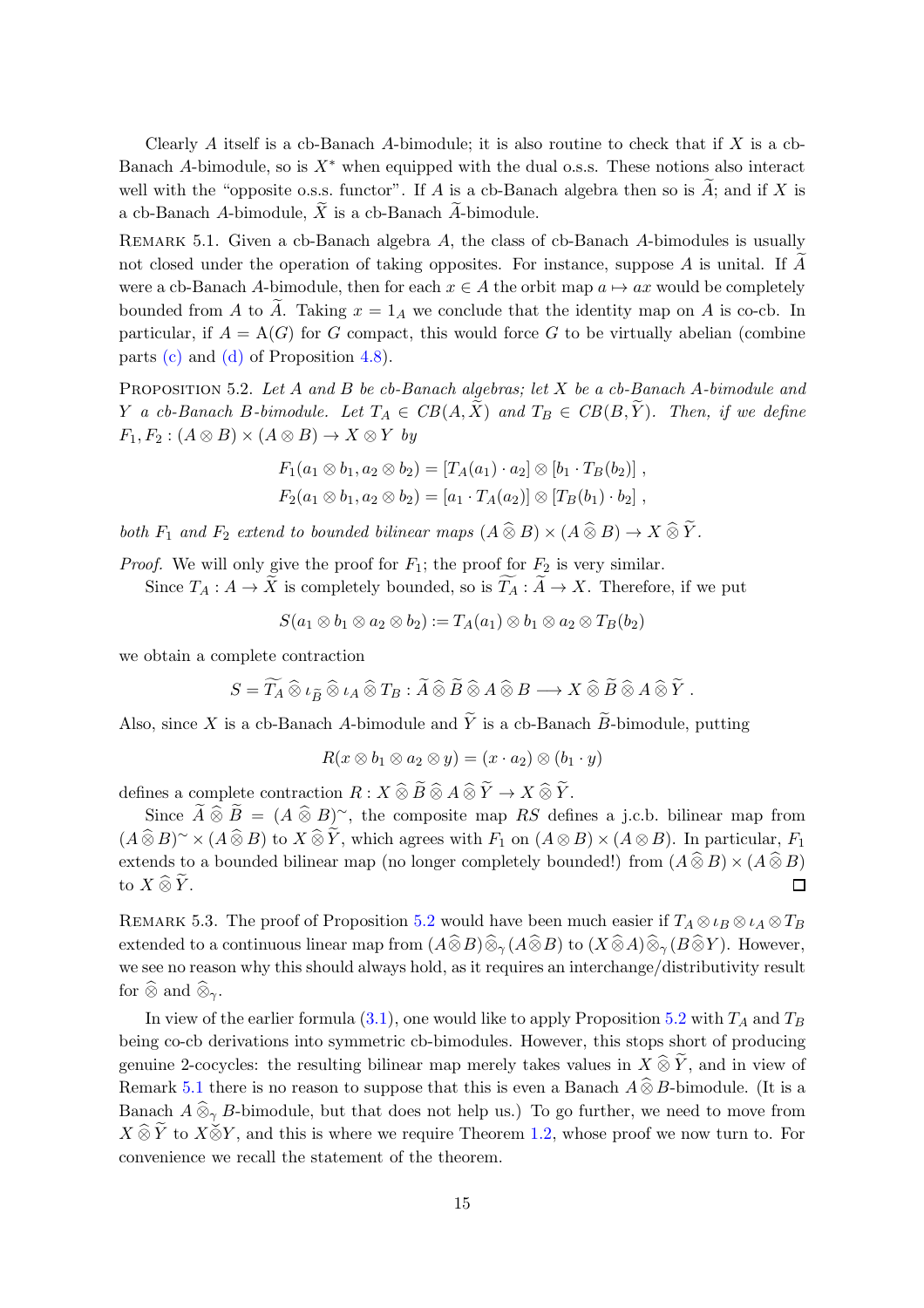Clearly $A$ itself is a cb-Banach $A$-bimodule; it is also routine to check that if $X$ is a cb-Banach $A$-bimodule, so is $X^*$ when equipped with the dual o.s.s. These notions also interact well with the "opposite o.s.s. functor". If $A$ is a cb-Banach algebra then so is $\widetilde{A}$; and if $X$ is a cb-Banach $A$-bimodule, $\widetilde{X}$ is a cb-Banach $\widetilde{A}$-bimodule.

Remark 5.1. Given a cb-Banach algebra $A$, the class of cb-Banach $A$-bimodules is usually not closed under the operation of taking opposites. For instance, suppose $A$ is unital. If $\widetilde{A}$ were a cb-Banach $A$-bimodule, then for each $x \in A$ the orbit map $a \mapsto ax$ would be completely bounded from $A$ to $\widetilde{A}$. Taking $x = 1_A$ we conclude that the identity map on $A$ is co-cb. In particular, if $A = \mathrm{A}(G)$ for $G$ compact, this would force $G$ to be virtually abelian (combine parts (c) and (d) of Proposition 4.8).

Proposition 5.2. *Let $A$ and $B$ be cb-Banach algebras; let $X$ be a cb-Banach $A$-bimodule and $Y$ a cb-Banach $B$-bimodule. Let $T_A \in CB(A, \widetilde{X})$ and $T_B \in CB(B, \widetilde{Y})$. Then, if we define $F_1, F_2 : (A \otimes B) \times (A \otimes B) \to X \otimes Y$ by*

$$F_1(a_1 \otimes b_1, a_2 \otimes b_2) = [T_A(a_1) \cdot a_2] \otimes [b_1 \cdot T_B(b_2)] \,,$$
$$F_2(a_1 \otimes b_1, a_2 \otimes b_2) = [a_1 \cdot T_A(a_2)] \otimes [T_B(b_1) \cdot b_2] \,,$$

*both $F_1$ and $F_2$ extend to bounded bilinear maps $(A \widehat{\otimes} B) \times (A \widehat{\otimes} B) \to X \widehat{\otimes} \widetilde{Y}$.*

*Proof.* We will only give the proof for $F_1$; the proof for $F_2$ is very similar.

Since $T_A : A \to \widetilde{X}$ is completely bounded, so is $\widetilde{T_A} : \widetilde{A} \to X$. Therefore, if we put

$$S(a_1 \otimes b_1 \otimes a_2 \otimes b_2) := T_A(a_1) \otimes b_1 \otimes a_2 \otimes T_B(b_2)$$

we obtain a complete contraction

$$S = \widetilde{T_A} \mathbin{\widehat{\otimes}} \iota_{\widetilde{B}} \mathbin{\widehat{\otimes}} \iota_A \mathbin{\widehat{\otimes}} T_B : \widetilde{A} \mathbin{\widehat{\otimes}} \widetilde{B} \mathbin{\widehat{\otimes}} A \mathbin{\widehat{\otimes}} B \longrightarrow X \mathbin{\widehat{\otimes}} \widetilde{B} \mathbin{\widehat{\otimes}} A \mathbin{\widehat{\otimes}} \widetilde{Y} \,.$$

Also, since $X$ is a cb-Banach $A$-bimodule and $\widetilde{Y}$ is a cb-Banach $\widetilde{B}$-bimodule, putting

$$R(x \otimes b_1 \otimes a_2 \otimes y) = (x \cdot a_2) \otimes (b_1 \cdot y)$$

defines a complete contraction $R : X \mathbin{\widehat{\otimes}} \widetilde{B} \mathbin{\widehat{\otimes}} A \mathbin{\widehat{\otimes}} \widetilde{Y} \to X \mathbin{\widehat{\otimes}} \widetilde{Y}$.

Since $\widetilde{A} \mathbin{\widehat{\otimes}} \widetilde{B} = (A \mathbin{\widehat{\otimes}} B)^{\sim}$, the composite map $RS$ defines a j.c.b. bilinear map from $(A \mathbin{\widehat{\otimes}} B)^{\sim} \times (A \mathbin{\widehat{\otimes}} B)$ to $X \mathbin{\widehat{\otimes}} \widetilde{Y}$, which agrees with $F_1$ on $(A \otimes B) \times (A \otimes B)$. In particular, $F_1$ extends to a bounded bilinear map (no longer completely bounded!) from $(A \mathbin{\widehat{\otimes}} B) \times (A \mathbin{\widehat{\otimes}} B)$ to $X \mathbin{\widehat{\otimes}} \widetilde{Y}$. ∎

Remark 5.3. The proof of Proposition 5.2 would have been much easier if $T_A \otimes \iota_B \otimes \iota_A \otimes T_B$ extended to a continuous linear map from $(A \mathbin{\widehat{\otimes}} B) \mathbin{\widehat{\otimes}}_\gamma (A \mathbin{\widehat{\otimes}} B)$ to $(X \mathbin{\widehat{\otimes}} A) \mathbin{\widehat{\otimes}}_\gamma (B \mathbin{\widehat{\otimes}} Y)$. However, we see no reason why this should always hold, as it requires an interchange/distributivity result for $\widehat{\otimes}$ and $\widehat{\otimes}_\gamma$.

In view of the earlier formula (3.1), one would like to apply Proposition 5.2 with $T_A$ and $T_B$ being co-cb derivations into symmetric cb-bimodules. However, this stops short of producing genuine 2-cocycles: the resulting bilinear map merely takes values in $X \mathbin{\widehat{\otimes}} \widetilde{Y}$, and in view of Remark 5.1 there is no reason to suppose that this is even a Banach $A \mathbin{\widehat{\otimes}} B$-bimodule. (It is a Banach $A \mathbin{\widehat{\otimes}}_\gamma B$-bimodule, but that does not help us.) To go further, we need to move from $X \mathbin{\widehat{\otimes}} \widetilde{Y}$ to $X \check{\otimes} Y$, and this is where we require Theorem 1.2, whose proof we now turn to. For convenience we recall the statement of the theorem.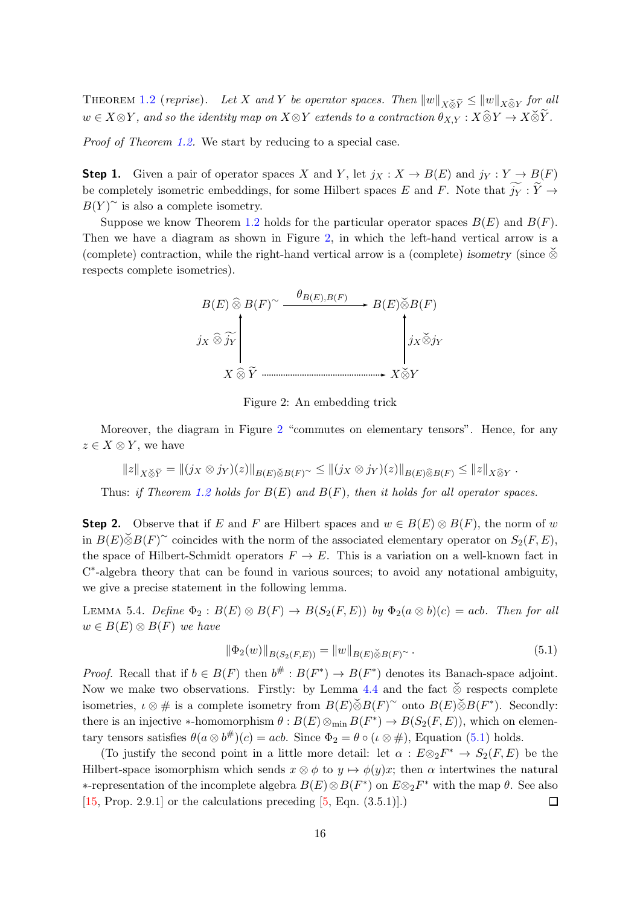THEOREM 1.2 (*reprise*). *Let $X$ and $Y$ be operator spaces. Then $\|w\|_{X\check{\otimes}\widetilde{Y}} \leq \|w\|_{X\widehat{\otimes}Y}$ for all $w \in X\otimes Y$, and so the identity map on $X\otimes Y$ extends to a contraction $\theta_{X,Y} : X\widehat{\otimes}Y \to X\check{\otimes}\widetilde{Y}$.*

*Proof of Theorem 1.2.* We start by reducing to a special case.

**Step 1.** Given a pair of operator spaces $X$ and $Y$, let $j_X : X \to B(E)$ and $j_Y : Y \to B(F)$ be completely isometric embeddings, for some Hilbert spaces $E$ and $F$. Note that $\widetilde{j_Y} : \widetilde{Y} \to B(Y)^\sim$ is also a complete isometry.

Suppose we know Theorem 1.2 holds for the particular operator spaces $B(E)$ and $B(F)$. Then we have a diagram as shown in Figure 2, in which the left-hand vertical arrow is a (complete) contraction, while the right-hand vertical arrow is a (complete) *isometry* (since $\check{\otimes}$ respects complete isometries).

$$
\begin{array}{ccc}
B(E)\,\widehat{\otimes}\,B(F)^\sim & \xrightarrow{\ \theta_{B(E),B(F)}\ } & B(E)\check{\otimes}B(F) \\
\uparrow {\scriptstyle j_X\,\widehat{\otimes}\,\widetilde{j_Y}} & & \uparrow {\scriptstyle j_X\check{\otimes}j_Y} \\
X\,\widehat{\otimes}\,\widetilde{Y} & \dashrightarrow & X\check{\otimes}Y
\end{array}
$$

Figure 2: An embedding trick

Moreover, the diagram in Figure 2 "commutes on elementary tensors". Hence, for any $z \in X\otimes Y$, we have

$$
\|z\|_{X\check{\otimes}\widetilde{Y}} = \|(j_X \otimes j_Y)(z)\|_{B(E)\check{\otimes}B(F)^\sim} \leq \|(j_X \otimes j_Y)(z)\|_{B(E)\widehat{\otimes}B(F)} \leq \|z\|_{X\widehat{\otimes}Y} .
$$

Thus: *if Theorem 1.2 holds for $B(E)$ and $B(F)$, then it holds for all operator spaces.*

**Step 2.** Observe that if $E$ and $F$ are Hilbert spaces and $w \in B(E)\otimes B(F)$, the norm of $w$ in $B(E)\check{\otimes}B(F)^\sim$ coincides with the norm of the associated elementary operator on $S_2(F,E)$, the space of Hilbert-Schmidt operators $F \to E$. This is a variation on a well-known fact in C*-algebra theory that can be found in various sources; to avoid any notational ambiguity, we give a precise statement in the following lemma.

LEMMA 5.4. *Define $\Phi_2 : B(E)\otimes B(F) \to B(S_2(F,E))$ by $\Phi_2(a\otimes b)(c) = acb$. Then for all $w \in B(E)\otimes B(F)$ we have*

$$
\|\Phi_2(w)\|_{B(S_2(F,E))} = \|w\|_{B(E)\check{\otimes}B(F)^\sim} . \tag{5.1}
$$

*Proof.* Recall that if $b \in B(F)$ then $b^\# : B(F^*) \to B(F^*)$ denotes its Banach-space adjoint. Now we make two observations. Firstly: by Lemma 4.4 and the fact $\check{\otimes}$ respects complete isometries, $\iota\otimes\#$ is a complete isometry from $B(E)\check{\otimes}B(F)^\sim$ onto $B(E)\check{\otimes}B(F^*)$. Secondly: there is an injective $*$-homomorphism $\theta : B(E)\otimes_{\min} B(F^*) \to B(S_2(F,E))$, which on elementary tensors satisfies $\theta(a\otimes b^\#)(c) = acb$. Since $\Phi_2 = \theta\circ(\iota\otimes\#)$, Equation (5.1) holds.

(To justify the second point in a little more detail: let $\alpha : E\otimes_2 F^* \to S_2(F,E)$ be the Hilbert-space isomorphism which sends $x\otimes\phi$ to $y \mapsto \phi(y)x$; then $\alpha$ intertwines the natural $*$-representation of the incomplete algebra $B(E)\otimes B(F^*)$ on $E\otimes_2 F^*$ with the map $\theta$. See also [15, Prop. 2.9.1] or the calculations preceding [5, Eqn. (3.5.1)].) ☐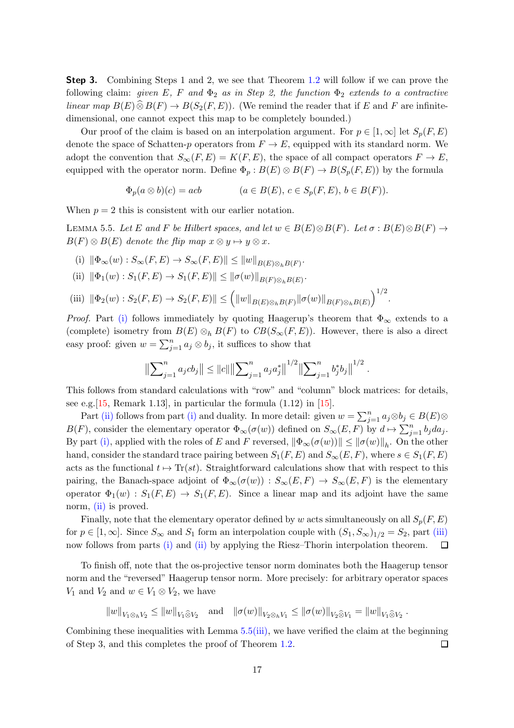**Step 3.** Combining Steps 1 and 2, we see that Theorem 1.2 will follow if we can prove the following claim: *given $E$, $F$ and $\Phi_2$ as in Step 2, the function $\Phi_2$ extends to a contractive linear map $B(E)\widehat{\otimes} B(F) \to B(S_2(F,E))$.* (We remind the reader that if $E$ and $F$ are infinite-dimensional, one cannot expect this map to be completely bounded.)

Our proof of the claim is based on an interpolation argument. For $p \in [1,\infty]$ let $S_p(F,E)$ denote the space of Schatten-$p$ operators from $F \to E$, equipped with its standard norm. We adopt the convention that $S_\infty(F,E) = K(F,E)$, the space of all compact operators $F \to E$, equipped with the operator norm. Define $\Phi_p : B(E) \otimes B(F) \to B(S_p(F,E))$ by the formula

$$\Phi_p(a\otimes b)(c) = acb \qquad (a \in B(E),\ c \in S_p(F,E),\ b \in B(F)).$$

When $p = 2$ this is consistent with our earlier notation.

LEMMA 5.5. *Let $E$ and $F$ be Hilbert spaces, and let $w \in B(E)\otimes B(F)$. Let $\sigma : B(E)\otimes B(F) \to B(F) \otimes B(E)$ denote the flip map $x\otimes y \mapsto y\otimes x$.*

(i) $\|\Phi_\infty(w) : S_\infty(F,E) \to S_\infty(F,E)\| \le \|w\|_{B(E)\otimes_h B(F)}$.

(ii) $\|\Phi_1(w) : S_1(F,E) \to S_1(F,E)\| \le \|\sigma(w)\|_{B(F)\otimes_h B(E)}$.

(iii) $\|\Phi_2(w) : S_2(F,E) \to S_2(F,E)\| \le \left(\|w\|_{B(E)\otimes_h B(F)} \|\sigma(w)\|_{B(F)\otimes_h B(E)}\right)^{1/2}$.

*Proof.* Part (i) follows immediately by quoting Haagerup's theorem that $\Phi_\infty$ extends to a (complete) isometry from $B(E)\otimes_h B(F)$ to $CB(S_\infty(F,E))$. However, there is also a direct easy proof: given $w = \sum_{j=1}^n a_j \otimes b_j$, it suffices to show that

$$\left\|\sum\nolimits_{j=1}^n a_j c b_j\right\| \le \|c\| \left\|\sum\nolimits_{j=1}^n a_j a_j^*\right\|^{1/2} \left\|\sum\nolimits_{j=1}^n b_j^* b_j\right\|^{1/2}.$$

This follows from standard calculations with "row" and "column" block matrices: for details, see e.g.[15, Remark 1.13], in particular the formula (1.12) in [15].

Part (ii) follows from part (i) and duality. In more detail: given $w = \sum_{j=1}^n a_j\otimes b_j \in B(E)\otimes B(F)$, consider the elementary operator $\Phi_\infty(\sigma(w))$ defined on $S_\infty(E,F)$ by $d \mapsto \sum_{j=1}^n b_j d a_j$. By part (i), applied with the roles of $E$ and $F$ reversed, $\|\Phi_\infty(\sigma(w))\| \le \|\sigma(w)\|_h$. On the other hand, consider the standard trace pairing between $S_1(F,E)$ and $S_\infty(E,F)$, where $s \in S_1(F,E)$ acts as the functional $t \mapsto \mathrm{Tr}(st)$. Straightforward calculations show that with respect to this pairing, the Banach-space adjoint of $\Phi_\infty(\sigma(w)) : S_\infty(E,F) \to S_\infty(E,F)$ is the elementary operator $\Phi_1(w) : S_1(F,E) \to S_1(F,E)$. Since a linear map and its adjoint have the same norm, (ii) is proved.

Finally, note that the elementary operator defined by $w$ acts simultaneously on all $S_p(F,E)$ for $p \in [1,\infty]$. Since $S_\infty$ and $S_1$ form an interpolation couple with $(S_1, S_\infty)_{1/2} = S_2$, part (iii) now follows from parts (i) and (ii) by applying the Riesz–Thorin interpolation theorem. ☐

To finish off, note that the os-projective tensor norm dominates both the Haagerup tensor norm and the "reversed" Haagerup tensor norm. More precisely: for arbitrary operator spaces $V_1$ and $V_2$ and $w \in V_1 \otimes V_2$, we have

$$\|w\|_{V_1\otimes_h V_2} \le \|w\|_{V_1\widehat{\otimes} V_2} \quad \text{and} \quad \|\sigma(w)\|_{V_2\otimes_h V_1} \le \|\sigma(w)\|_{V_2\widehat{\otimes} V_1} = \|w\|_{V_1\widehat{\otimes} V_2}.$$

Combining these inequalities with Lemma 5.5(iii), we have verified the claim at the beginning of Step 3, and this completes the proof of Theorem 1.2. ☐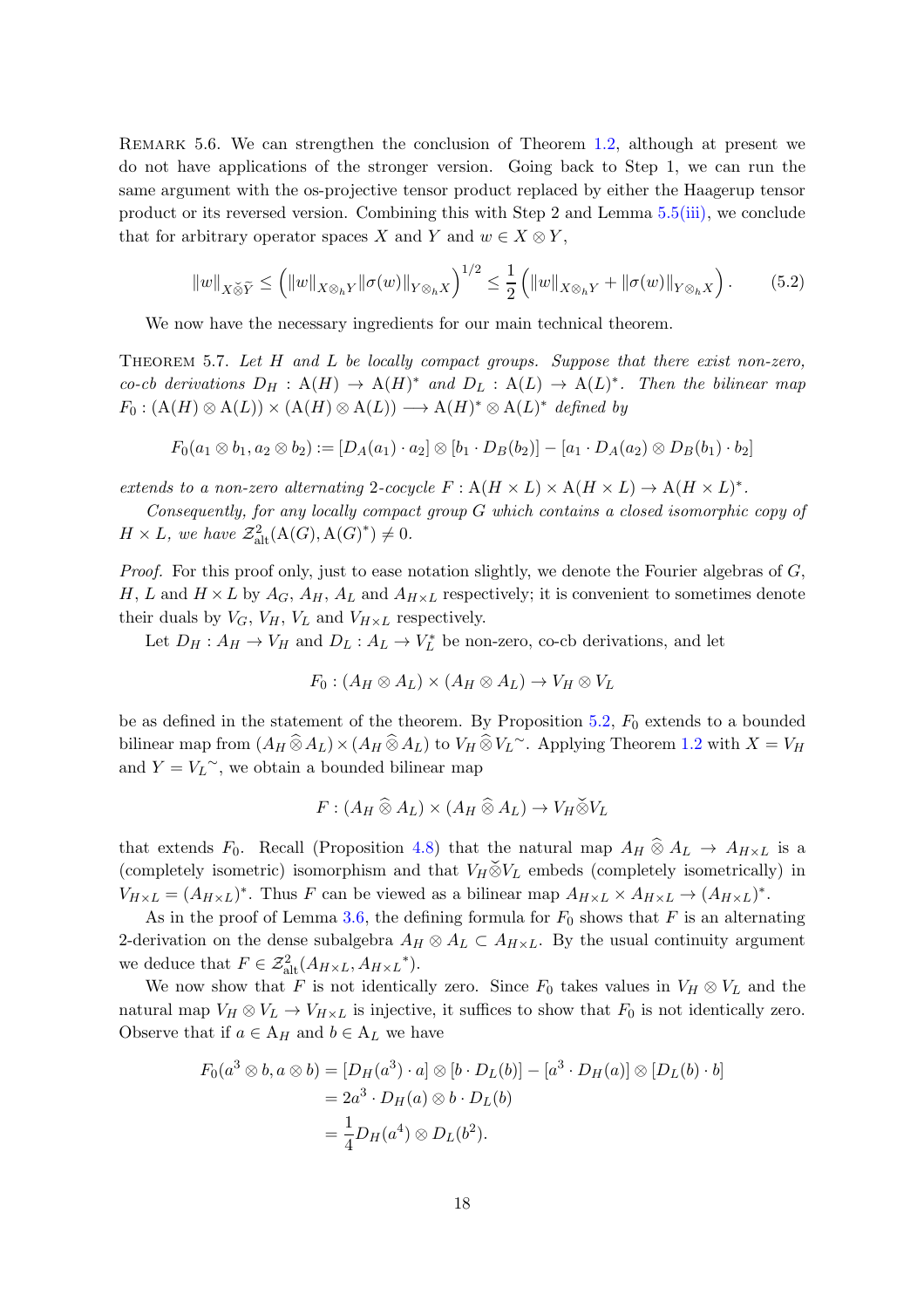Remark 5.6. We can strengthen the conclusion of Theorem 1.2, although at present we do not have applications of the stronger version. Going back to Step 1, we can run the same argument with the os-projective tensor product replaced by either the Haagerup tensor product or its reversed version. Combining this with Step 2 and Lemma 5.5(iii), we conclude that for arbitrary operator spaces $X$ and $Y$ and $w \in X \otimes Y$,

$$\|w\|_{X \check{\otimes} \widetilde{Y}} \leq \left(\|w\|_{X \otimes_h Y} \|\sigma(w)\|_{Y \otimes_h X}\right)^{1/2} \leq \frac{1}{2}\left(\|w\|_{X \otimes_h Y} + \|\sigma(w)\|_{Y \otimes_h X}\right). \tag{5.2}$$

We now have the necessary ingredients for our main technical theorem.

Theorem 5.7. *Let $H$ and $L$ be locally compact groups. Suppose that there exist non-zero, co-cb derivations $D_H : \mathrm{A}(H) \to \mathrm{A}(H)^*$ and $D_L : \mathrm{A}(L) \to \mathrm{A}(L)^*$. Then the bilinear map $F_0 : (\mathrm{A}(H) \otimes \mathrm{A}(L)) \times (\mathrm{A}(H) \otimes \mathrm{A}(L)) \longrightarrow \mathrm{A}(H)^* \otimes \mathrm{A}(L)^*$ defined by*

$$F_0(a_1 \otimes b_1, a_2 \otimes b_2) := [D_A(a_1) \cdot a_2] \otimes [b_1 \cdot D_B(b_2)] - [a_1 \cdot D_A(a_2) \otimes D_B(b_1) \cdot b_2]$$

*extends to a non-zero alternating 2-cocycle $F : \mathrm{A}(H \times L) \times \mathrm{A}(H \times L) \to \mathrm{A}(H \times L)^*$.*

*Consequently, for any locally compact group $G$ which contains a closed isomorphic copy of $H \times L$, we have $\mathcal{Z}^2_{\mathrm{alt}}(\mathrm{A}(G), \mathrm{A}(G)^*) \neq 0$.*

*Proof.* For this proof only, just to ease notation slightly, we denote the Fourier algebras of $G$, $H$, $L$ and $H \times L$ by $A_G$, $A_H$, $A_L$ and $A_{H\times L}$ respectively; it is convenient to sometimes denote their duals by $V_G$, $V_H$, $V_L$ and $V_{H\times L}$ respectively.

Let $D_H : A_H \to V_H$ and $D_L : A_L \to V_L^*$ be non-zero, co-cb derivations, and let

$$F_0 : (A_H \otimes A_L) \times (A_H \otimes A_L) \to V_H \otimes V_L$$

be as defined in the statement of the theorem. By Proposition 5.2, $F_0$ extends to a bounded bilinear map from $(A_H \widehat{\otimes} A_L) \times (A_H \widehat{\otimes} A_L)$ to $V_H \widehat{\otimes} {V_L}^{\sim}$. Applying Theorem 1.2 with $X = V_H$ and $Y = {V_L}^{\sim}$, we obtain a bounded bilinear map

$$F : (A_H \mathbin{\widehat{\otimes}} A_L) \times (A_H \mathbin{\widehat{\otimes}} A_L) \to V_H \check{\otimes} V_L$$

that extends $F_0$. Recall (Proposition 4.8) that the natural map $A_H \mathbin{\widehat{\otimes}} A_L \to A_{H\times L}$ is a (completely isometric) isomorphism and that $V_H \check{\otimes} V_L$ embeds (completely isometrically) in $V_{H\times L} = (A_{H\times L})^*$. Thus $F$ can be viewed as a bilinear map $A_{H\times L} \times A_{H\times L} \to (A_{H\times L})^*$.

As in the proof of Lemma 3.6, the defining formula for $F_0$ shows that $F$ is an alternating 2-derivation on the dense subalgebra $A_H \otimes A_L \subset A_{H\times L}$. By the usual continuity argument we deduce that $F \in \mathcal{Z}^2_{\mathrm{alt}}(A_{H\times L}, {A_{H\times L}}^*)$.

We now show that $F$ is not identically zero. Since $F_0$ takes values in $V_H \otimes V_L$ and the natural map $V_H \otimes V_L \to V_{H\times L}$ is injective, it suffices to show that $F_0$ is not identically zero. Observe that if $a \in \mathrm{A}_H$ and $b \in \mathrm{A}_L$ we have

$$\begin{aligned}
F_0(a^3 \otimes b, a \otimes b) &= [D_H(a^3) \cdot a] \otimes [b \cdot D_L(b)] - [a^3 \cdot D_H(a)] \otimes [D_L(b) \cdot b] \\
&= 2a^3 \cdot D_H(a) \otimes b \cdot D_L(b) \\
&= \frac{1}{4} D_H(a^4) \otimes D_L(b^2).
\end{aligned}$$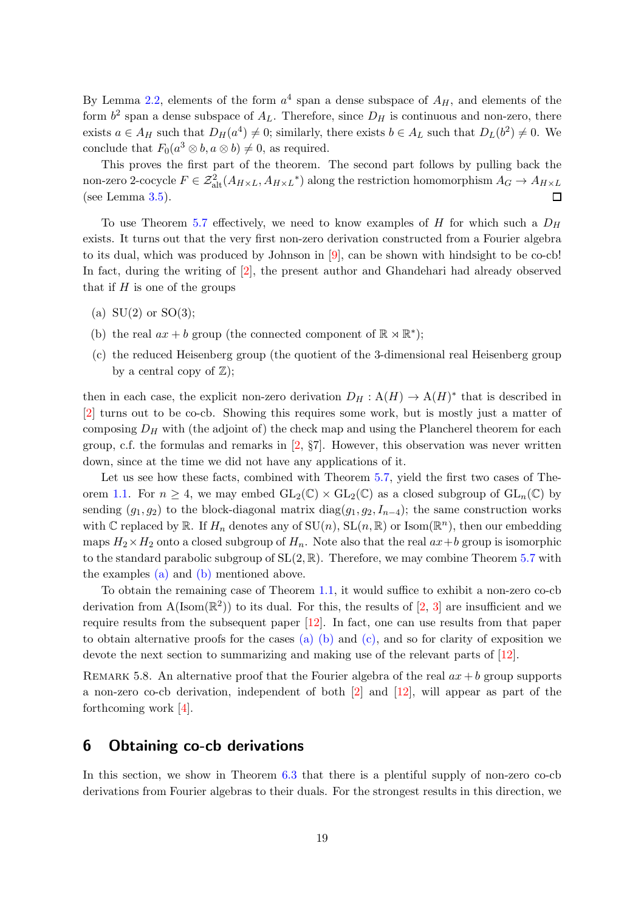By Lemma 2.2, elements of the form $a^4$ span a dense subspace of $A_H$, and elements of the form $b^2$ span a dense subspace of $A_L$. Therefore, since $D_H$ is continuous and non-zero, there exists $a \in A_H$ such that $D_H(a^4) \neq 0$; similarly, there exists $b \in A_L$ such that $D_L(b^2) \neq 0$. We conclude that $F_0(a^3 \otimes b, a \otimes b) \neq 0$, as required.

This proves the first part of the theorem. The second part follows by pulling back the non-zero 2-cocycle $F \in \mathcal{Z}^2_{\rm alt}(A_{H\times L}, A_{H\times L}{}^*)$ along the restriction homomorphism $A_G \to A_{H\times L}$ (see Lemma 3.5). ◻

To use Theorem 5.7 effectively, we need to know examples of $H$ for which such a $D_H$ exists. It turns out that the very first non-zero derivation constructed from a Fourier algebra to its dual, which was produced by Johnson in [9], can be shown with hindsight to be co-cb! In fact, during the writing of [2], the present author and Ghandehari had already observed that if $H$ is one of the groups

(a) $\mathrm{SU}(2)$ or $\mathrm{SO}(3)$;

(b) the real $ax + b$ group (the connected component of $\mathbb{R} \rtimes \mathbb{R}^*$);

(c) the reduced Heisenberg group (the quotient of the 3-dimensional real Heisenberg group by a central copy of $\mathbb{Z}$);

then in each case, the explicit non-zero derivation $D_H : \mathrm{A}(H) \to \mathrm{A}(H)^*$ that is described in [2] turns out to be co-cb. Showing this requires some work, but is mostly just a matter of composing $D_H$ with (the adjoint of) the check map and using the Plancherel theorem for each group, c.f. the formulas and remarks in [2, §7]. However, this observation was never written down, since at the time we did not have any applications of it.

Let us see how these facts, combined with Theorem 5.7, yield the first two cases of Theorem 1.1. For $n \geq 4$, we may embed $\mathrm{GL}_2(\mathbb{C}) \times \mathrm{GL}_2(\mathbb{C})$ as a closed subgroup of $\mathrm{GL}_n(\mathbb{C})$ by sending $(g_1, g_2)$ to the block-diagonal matrix $\mathrm{diag}(g_1, g_2, I_{n-4})$; the same construction works with $\mathbb{C}$ replaced by $\mathbb{R}$. If $H_n$ denotes any of $\mathrm{SU}(n)$, $\mathrm{SL}(n, \mathbb{R})$ or $\mathrm{Isom}(\mathbb{R}^n)$, then our embedding maps $H_2 \times H_2$ onto a closed subgroup of $H_n$. Note also that the real $ax+b$ group is isomorphic to the standard parabolic subgroup of $\mathrm{SL}(2, \mathbb{R})$. Therefore, we may combine Theorem 5.7 with the examples (a) and (b) mentioned above.

To obtain the remaining case of Theorem 1.1, it would suffice to exhibit a non-zero co-cb derivation from $\mathrm{A}(\mathrm{Isom}(\mathbb{R}^2))$ to its dual. For this, the results of [2, 3] are insufficient and we require results from the subsequent paper [12]. In fact, one can use results from that paper to obtain alternative proofs for the cases (a) (b) and (c), and so for clarity of exposition we devote the next section to summarizing and making use of the relevant parts of [12].

Remark 5.8. An alternative proof that the Fourier algebra of the real $ax + b$ group supports a non-zero co-cb derivation, independent of both [2] and [12], will appear as part of the forthcoming work [4].

## 6 Obtaining co-cb derivations

In this section, we show in Theorem 6.3 that there is a plentiful supply of non-zero co-cb derivations from Fourier algebras to their duals. For the strongest results in this direction, we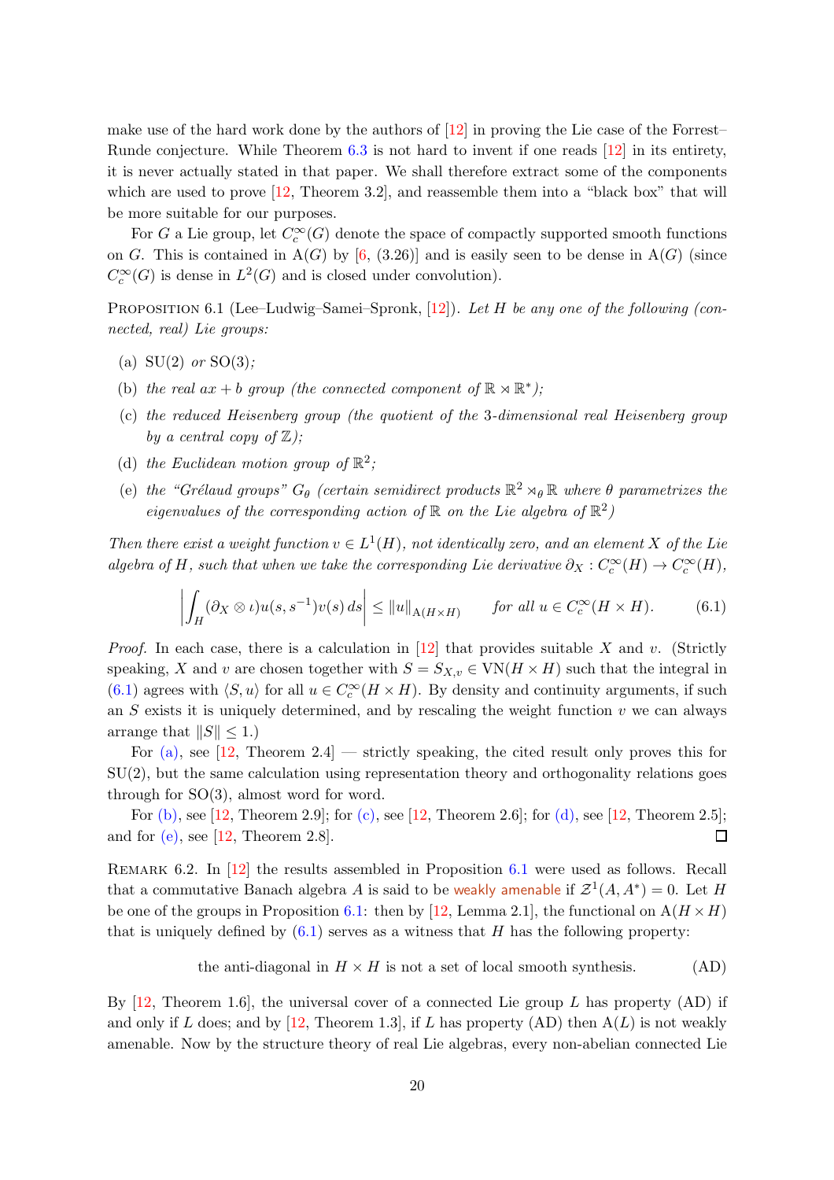make use of the hard work done by the authors of [12] in proving the Lie case of the Forrest–Runde conjecture. While Theorem 6.3 is not hard to invent if one reads [12] in its entirety, it is never actually stated in that paper. We shall therefore extract some of the components which are used to prove [12, Theorem 3.2], and reassemble them into a "black box" that will be more suitable for our purposes.

For $G$ a Lie group, let $C_c^\infty(G)$ denote the space of compactly supported smooth functions on $G$. This is contained in $\mathrm{A}(G)$ by [6, (3.26)] and is easily seen to be dense in $\mathrm{A}(G)$ (since $C_c^\infty(G)$ is dense in $L^2(G)$ and is closed under convolution).

Proposition 6.1 (Lee–Ludwig–Samei–Spronk, [12]). *Let $H$ be any one of the following (connected, real) Lie groups:*

(a) $\mathrm{SU}(2)$ *or* $\mathrm{SO}(3)$*;*

(b) *the real $ax+b$ group (the connected component of $\mathbb{R} \rtimes \mathbb{R}^*$);*

(c) *the reduced Heisenberg group (the quotient of the 3-dimensional real Heisenberg group by a central copy of $\mathbb{Z}$);*

(d) *the Euclidean motion group of $\mathbb{R}^2$;*

(e) *the "Grélaud groups" $G_\theta$ (certain semidirect products $\mathbb{R}^2 \rtimes_\theta \mathbb{R}$ where $\theta$ parametrizes the eigenvalues of the corresponding action of $\mathbb{R}$ on the Lie algebra of $\mathbb{R}^2$)*

*Then there exist a weight function $v \in L^1(H)$, not identically zero, and an element $X$ of the Lie algebra of $H$, such that when we take the corresponding Lie derivative $\partial_X : C_c^\infty(H) \to C_c^\infty(H)$,*

$$\left| \int_H (\partial_X \otimes \iota) u(s, s^{-1}) v(s)\, ds \right| \le \|u\|_{\mathrm{A}(H\times H)} \qquad \textit{for all } u \in C_c^\infty(H \times H). \tag{6.1}$$

*Proof.* In each case, there is a calculation in [12] that provides suitable $X$ and $v$. (Strictly speaking, $X$ and $v$ are chosen together with $S = S_{X,v} \in \mathrm{VN}(H \times H)$ such that the integral in (6.1) agrees with $\langle S, u\rangle$ for all $u \in C_c^\infty(H \times H)$. By density and continuity arguments, if such an $S$ exists it is uniquely determined, and by rescaling the weight function $v$ we can always arrange that $\|S\| \le 1$.)

For (a), see [12, Theorem 2.4] — strictly speaking, the cited result only proves this for $\mathrm{SU}(2)$, but the same calculation using representation theory and orthogonality relations goes through for $\mathrm{SO}(3)$, almost word for word.

For (b), see [12, Theorem 2.9]; for (c), see [12, Theorem 2.6]; for (d), see [12, Theorem 2.5]; and for (e), see [12, Theorem 2.8]. ∎

Remark 6.2. In [12] the results assembled in Proposition 6.1 were used as follows. Recall that a commutative Banach algebra $A$ is said to be weakly amenable if $\mathcal{Z}^1(A, A^*) = 0$. Let $H$ be one of the groups in Proposition 6.1: then by [12, Lemma 2.1], the functional on $\mathrm{A}(H \times H)$ that is uniquely defined by (6.1) serves as a witness that $H$ has the following property:

$$\text{the anti-diagonal in } H \times H \text{ is not a set of local smooth synthesis.} \tag{AD}$$

By [12, Theorem 1.6], the universal cover of a connected Lie group $L$ has property (AD) if and only if $L$ does; and by [12, Theorem 1.3], if $L$ has property (AD) then $\mathrm{A}(L)$ is not weakly amenable. Now by the structure theory of real Lie algebras, every non-abelian connected Lie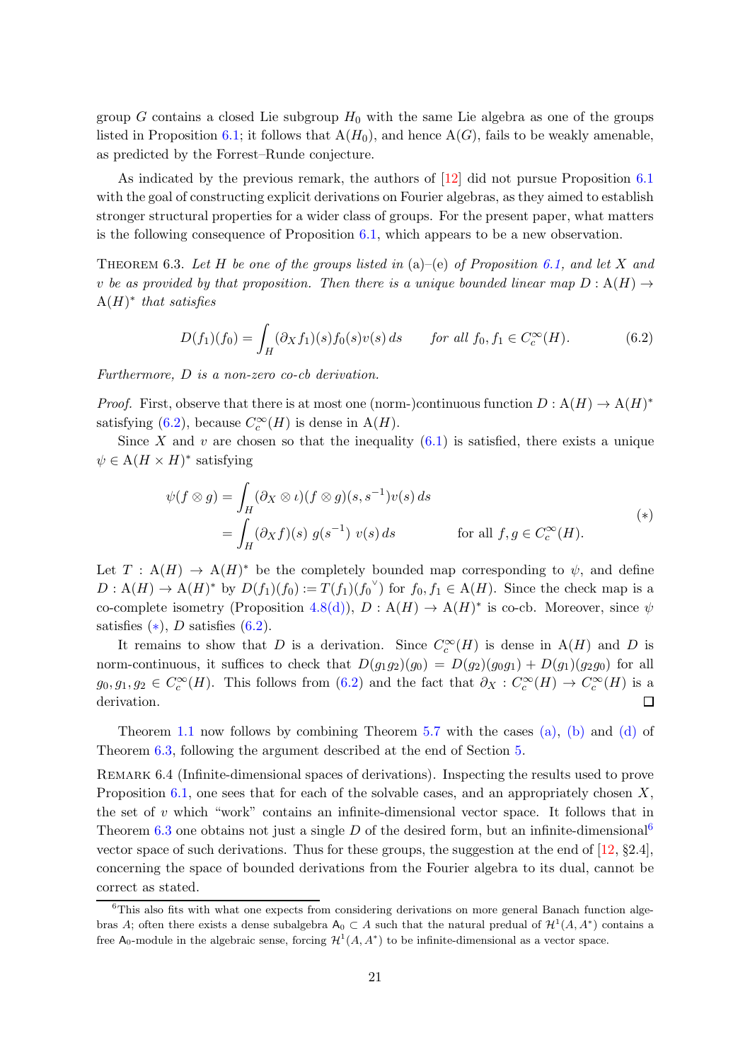group $G$ contains a closed Lie subgroup $H_0$ with the same Lie algebra as one of the groups listed in Proposition 6.1; it follows that $\mathrm{A}(H_0)$, and hence $\mathrm{A}(G)$, fails to be weakly amenable, as predicted by the Forrest–Runde conjecture.

As indicated by the previous remark, the authors of [12] did not pursue Proposition 6.1 with the goal of constructing explicit derivations on Fourier algebras, as they aimed to establish stronger structural properties for a wider class of groups. For the present paper, what matters is the following consequence of Proposition 6.1, which appears to be a new observation.

THEOREM 6.3. *Let $H$ be one of the groups listed in* (a)–(e) *of Proposition 6.1, and let $X$ and $v$ be as provided by that proposition. Then there is a unique bounded linear map $D : \mathrm{A}(H) \to \mathrm{A}(H)^*$ that satisfies*

$$D(f_1)(f_0) = \int_H (\partial_X f_1)(s) f_0(s) v(s)\, ds \qquad \text{for all } f_0, f_1 \in C_c^\infty(H). \tag{6.2}$$

*Furthermore, $D$ is a non-zero co-cb derivation.*

*Proof.* First, observe that there is at most one (norm-)continuous function $D : \mathrm{A}(H) \to \mathrm{A}(H)^*$ satisfying (6.2), because $C_c^\infty(H)$ is dense in $\mathrm{A}(H)$.

Since $X$ and $v$ are chosen so that the inequality (6.1) is satisfied, there exists a unique $\psi \in \mathrm{A}(H \times H)^*$ satisfying

$$\begin{aligned}
\psi(f \otimes g) &= \int_H (\partial_X \otimes \iota)(f \otimes g)(s, s^{-1}) v(s)\, ds \\
&= \int_H (\partial_X f)(s)\; g(s^{-1})\; v(s)\, ds \qquad\qquad \text{for all } f, g \in C_c^\infty(H).
\end{aligned} \tag{$*$}$$

Let $T : \mathrm{A}(H) \to \mathrm{A}(H)^*$ be the completely bounded map corresponding to $\psi$, and define $D : \mathrm{A}(H) \to \mathrm{A}(H)^*$ by $D(f_1)(f_0) := T(f_1)(f_0{}^\vee)$ for $f_0, f_1 \in \mathrm{A}(H)$. Since the check map is a co-complete isometry (Proposition 4.8(d)), $D : \mathrm{A}(H) \to \mathrm{A}(H)^*$ is co-cb. Moreover, since $\psi$ satisfies ($*$), $D$ satisfies (6.2).

It remains to show that $D$ is a derivation. Since $C_c^\infty(H)$ is dense in $\mathrm{A}(H)$ and $D$ is norm-continuous, it suffices to check that $D(g_1 g_2)(g_0) = D(g_2)(g_0 g_1) + D(g_1)(g_2 g_0)$ for all $g_0, g_1, g_2 \in C_c^\infty(H)$. This follows from (6.2) and the fact that $\partial_X : C_c^\infty(H) \to C_c^\infty(H)$ is a derivation. $\square$

Theorem 1.1 now follows by combining Theorem 5.7 with the cases (a), (b) and (d) of Theorem 6.3, following the argument described at the end of Section 5.

REMARK 6.4 (Infinite-dimensional spaces of derivations). Inspecting the results used to prove Proposition 6.1, one sees that for each of the solvable cases, and an appropriately chosen $X$, the set of $v$ which "work" contains an infinite-dimensional vector space. It follows that in Theorem 6.3 one obtains not just a single $D$ of the desired form, but an infinite-dimensional[6] vector space of such derivations. Thus for these groups, the suggestion at the end of [12, §2.4], concerning the space of bounded derivations from the Fourier algebra to its dual, cannot be correct as stated.

[6] This also fits with what one expects from considering derivations on more general Banach function algebras $A$; often there exists a dense subalgebra $\mathsf{A}_0 \subset A$ such that the natural predual of $\mathcal{H}^1(A, A^*)$ contains a free $\mathsf{A}_0$-module in the algebraic sense, forcing $\mathcal{H}^1(A, A^*)$ to be infinite-dimensional as a vector space.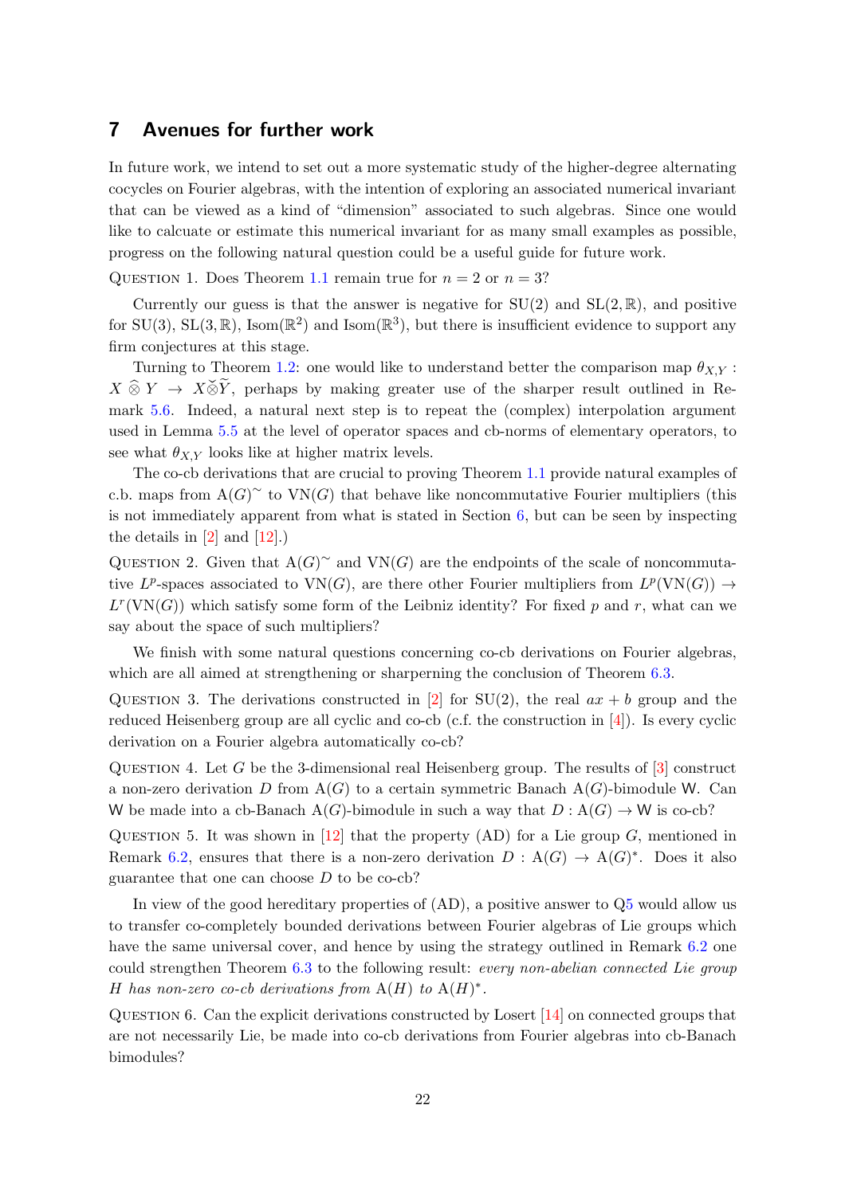## 7 Avenues for further work

In future work, we intend to set out a more systematic study of the higher-degree alternating cocycles on Fourier algebras, with the intention of exploring an associated numerical invariant that can be viewed as a kind of "dimension" associated to such algebras. Since one would like to calcuate or estimate this numerical invariant for as many small examples as possible, progress on the following natural question could be a useful guide for future work.

Question 1. Does Theorem 1.1 remain true for $n = 2$ or $n = 3$?

Currently our guess is that the answer is negative for $\mathrm{SU}(2)$ and $\mathrm{SL}(2,\mathbb{R})$, and positive for $\mathrm{SU}(3)$, $\mathrm{SL}(3,\mathbb{R})$, $\mathrm{Isom}(\mathbb{R}^2)$ and $\mathrm{Isom}(\mathbb{R}^3)$, but there is insufficient evidence to support any firm conjectures at this stage.

Turning to Theorem 1.2: one would like to understand better the comparison map $\theta_{X,Y} : X \widehat{\otimes} Y \to X \widetilde{\otimes} \widetilde{Y}$, perhaps by making greater use of the sharper result outlined in Remark 5.6. Indeed, a natural next step is to repeat the (complex) interpolation argument used in Lemma 5.5 at the level of operator spaces and cb-norms of elementary operators, to see what $\theta_{X,Y}$ looks like at higher matrix levels.

The co-cb derivations that are crucial to proving Theorem 1.1 provide natural examples of c.b. maps from $\mathrm{A}(G)^{\sim}$ to $\mathrm{VN}(G)$ that behave like noncommutative Fourier multipliers (this is not immediately apparent from what is stated in Section 6, but can be seen by inspecting the details in [2] and [12].)

Question 2. Given that $\mathrm{A}(G)^{\sim}$ and $\mathrm{VN}(G)$ are the endpoints of the scale of noncommutative $L^p$-spaces associated to $\mathrm{VN}(G)$, are there other Fourier multipliers from $L^p(\mathrm{VN}(G)) \to L^r(\mathrm{VN}(G))$ which satisfy some form of the Leibniz identity? For fixed $p$ and $r$, what can we say about the space of such multipliers?

We finish with some natural questions concerning co-cb derivations on Fourier algebras, which are all aimed at strengthening or sharpening the conclusion of Theorem 6.3.

Question 3. The derivations constructed in [2] for $\mathrm{SU}(2)$, the real $ax + b$ group and the reduced Heisenberg group are all cyclic and co-cb (c.f. the construction in [4]). Is every cyclic derivation on a Fourier algebra automatically co-cb?

Question 4. Let $G$ be the 3-dimensional real Heisenberg group. The results of [3] construct a non-zero derivation $D$ from $\mathrm{A}(G)$ to a certain symmetric Banach $\mathrm{A}(G)$-bimodule $\mathsf{W}$. Can $\mathsf{W}$ be made into a cb-Banach $\mathrm{A}(G)$-bimodule in such a way that $D : \mathrm{A}(G) \to \mathsf{W}$ is co-cb?

Question 5. It was shown in [12] that the property (AD) for a Lie group $G$, mentioned in Remark 6.2, ensures that there is a non-zero derivation $D : \mathrm{A}(G) \to \mathrm{A}(G)^*$. Does it also guarantee that one can choose $D$ to be co-cb?

In view of the good hereditary properties of (AD), a positive answer to Q5 would allow us to transfer co-completely bounded derivations between Fourier algebras of Lie groups which have the same universal cover, and hence by using the strategy outlined in Remark 6.2 one could strengthen Theorem 6.3 to the following result: *every non-abelian connected Lie group $H$ has non-zero co-cb derivations from $\mathrm{A}(H)$ to $\mathrm{A}(H)^*$.*

Question 6. Can the explicit derivations constructed by Losert [14] on connected groups that are not necessarily Lie, be made into co-cb derivations from Fourier algebras into cb-Banach bimodules?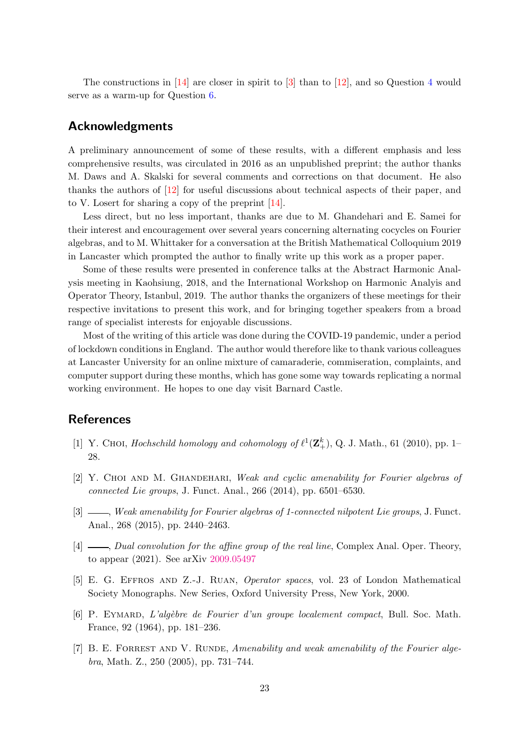The constructions in [14] are closer in spirit to [3] than to [12], and so Question 4 would serve as a warm-up for Question 6.

## Acknowledgments

A preliminary announcement of some of these results, with a different emphasis and less comprehensive results, was circulated in 2016 as an unpublished preprint; the author thanks M. Daws and A. Skalski for several comments and corrections on that document. He also thanks the authors of [12] for useful discussions about technical aspects of their paper, and to V. Losert for sharing a copy of the preprint [14].

Less direct, but no less important, thanks are due to M. Ghandehari and E. Samei for their interest and encouragement over several years concerning alternating cocycles on Fourier algebras, and to M. Whittaker for a conversation at the British Mathematical Colloquium 2019 in Lancaster which prompted the author to finally write up this work as a proper paper.

Some of these results were presented in conference talks at the Abstract Harmonic Analysis meeting in Kaohsiung, 2018, and the International Workshop on Harmonic Analyis and Operator Theory, Istanbul, 2019. The author thanks the organizers of these meetings for their respective invitations to present this work, and for bringing together speakers from a broad range of specialist interests for enjoyable discussions.

Most of the writing of this article was done during the COVID-19 pandemic, under a period of lockdown conditions in England. The author would therefore like to thank various colleagues at Lancaster University for an online mixture of camaraderie, commiseration, complaints, and computer support during these months, which has gone some way towards replicating a normal working environment. He hopes to one day visit Barnard Castle.

## References

[1] Y. Choi, *Hochschild homology and cohomology of $\ell^1(\mathbf{Z}_+^k)$*, Q. J. Math., 61 (2010), pp. 1–28.

[2] Y. Choi and M. Ghandehari, *Weak and cyclic amenability for Fourier algebras of connected Lie groups*, J. Funct. Anal., 266 (2014), pp. 6501–6530.

[3] ——, *Weak amenability for Fourier algebras of 1-connected nilpotent Lie groups*, J. Funct. Anal., 268 (2015), pp. 2440–2463.

[4] ——, *Dual convolution for the affine group of the real line*, Complex Anal. Oper. Theory, to appear (2021). See arXiv 2009.05497

[5] E. G. Effros and Z.-J. Ruan, *Operator spaces*, vol. 23 of London Mathematical Society Monographs. New Series, Oxford University Press, New York, 2000.

[6] P. Eymard, *L'algèbre de Fourier d'un groupe localement compact*, Bull. Soc. Math. France, 92 (1964), pp. 181–236.

[7] B. E. Forrest and V. Runde, *Amenability and weak amenability of the Fourier algebra*, Math. Z., 250 (2005), pp. 731–744.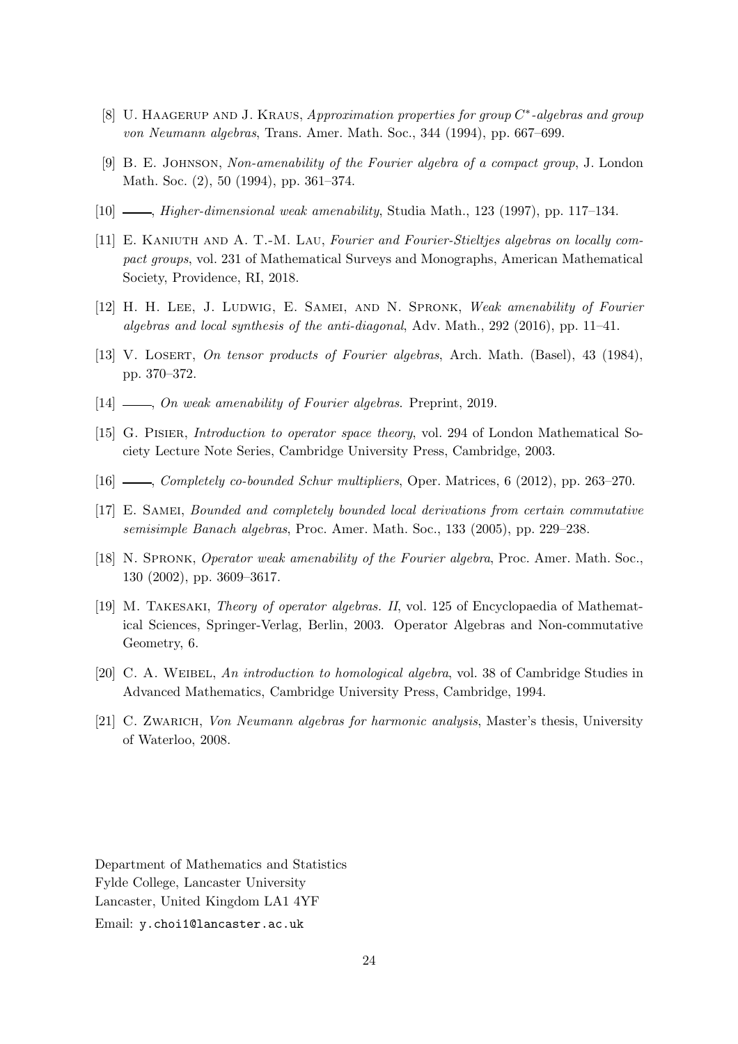[8] U. Haagerup and J. Kraus, *Approximation properties for group $C^*$-algebras and group von Neumann algebras*, Trans. Amer. Math. Soc., 344 (1994), pp. 667–699.

[9] B. E. Johnson, *Non-amenability of the Fourier algebra of a compact group*, J. London Math. Soc. (2), 50 (1994), pp. 361–374.

[10] ——, *Higher-dimensional weak amenability*, Studia Math., 123 (1997), pp. 117–134.

[11] E. Kaniuth and A. T.-M. Lau, *Fourier and Fourier-Stieltjes algebras on locally compact groups*, vol. 231 of Mathematical Surveys and Monographs, American Mathematical Society, Providence, RI, 2018.

[12] H. H. Lee, J. Ludwig, E. Samei, and N. Spronk, *Weak amenability of Fourier algebras and local synthesis of the anti-diagonal*, Adv. Math., 292 (2016), pp. 11–41.

[13] V. Losert, *On tensor products of Fourier algebras*, Arch. Math. (Basel), 43 (1984), pp. 370–372.

[14] ——, *On weak amenability of Fourier algebras*. Preprint, 2019.

[15] G. Pisier, *Introduction to operator space theory*, vol. 294 of London Mathematical Society Lecture Note Series, Cambridge University Press, Cambridge, 2003.

[16] ——, *Completely co-bounded Schur multipliers*, Oper. Matrices, 6 (2012), pp. 263–270.

[17] E. Samei, *Bounded and completely bounded local derivations from certain commutative semisimple Banach algebras*, Proc. Amer. Math. Soc., 133 (2005), pp. 229–238.

[18] N. Spronk, *Operator weak amenability of the Fourier algebra*, Proc. Amer. Math. Soc., 130 (2002), pp. 3609–3617.

[19] M. Takesaki, *Theory of operator algebras. II*, vol. 125 of Encyclopaedia of Mathematical Sciences, Springer-Verlag, Berlin, 2003. Operator Algebras and Non-commutative Geometry, 6.

[20] C. A. Weibel, *An introduction to homological algebra*, vol. 38 of Cambridge Studies in Advanced Mathematics, Cambridge University Press, Cambridge, 1994.

[21] C. Zwarich, *Von Neumann algebras for harmonic analysis*, Master's thesis, University of Waterloo, 2008.

Department of Mathematics and Statistics
Fylde College, Lancaster University
Lancaster, United Kingdom LA1 4YF
Email: `y.choi1@lancaster.ac.uk`